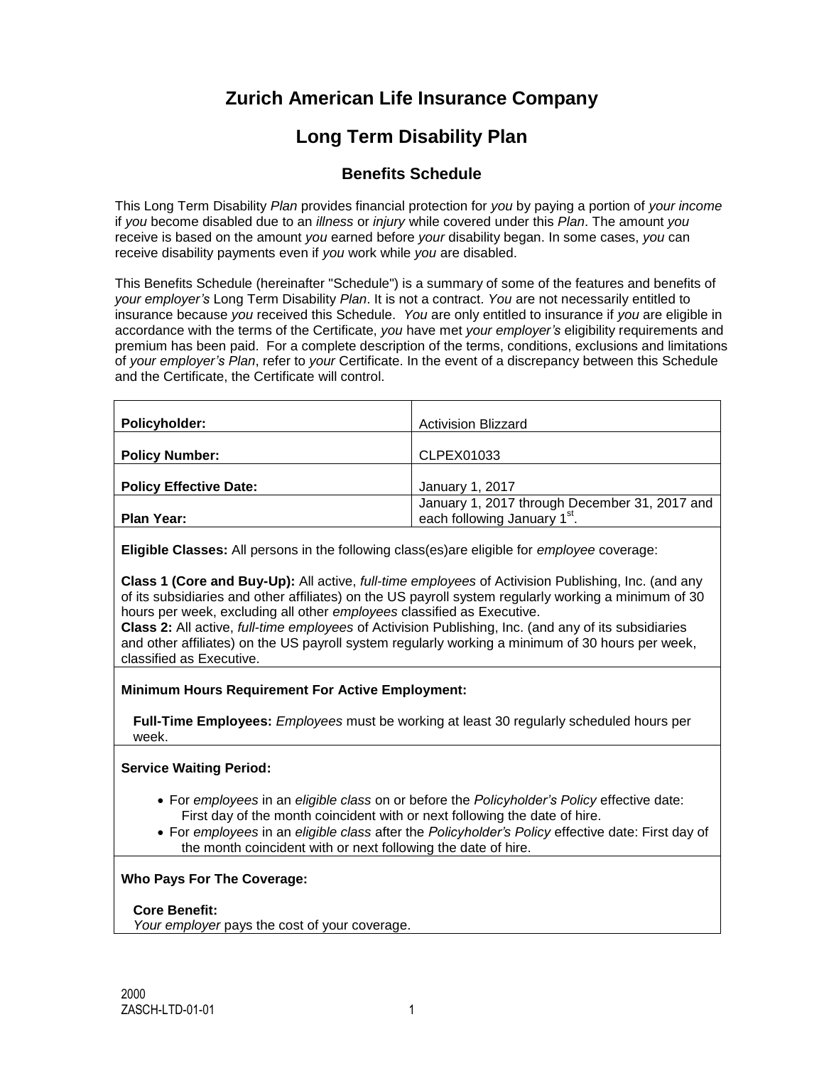# Zurich American Life Insurance Company

# Long Term Disability Plan

## Benefits Schedule

This Long Term Disability *Plan* provides financial protection for *you* by paying a portion of *your income* if *you* become disabled due to an *illness* or *injury* while covered under this *Plan*. The amount *you* receive is based on the amount *you* earned before *your* disability began. In some cases, *you* can receive disability payments even if *you* work while *you* are disabled.

This Benefits Schedule (hereinafter "Schedule") is a summary of some of the features and benefits of *your employer's* Long Term Disability *Plan*. It is not a contract. *You* are not necessarily entitled to insurance because *you* received this Schedule. *You* are only entitled to insurance if *you* are eligible in accordance with the terms of the Certificate, *you* have met *your employer's* eligibility requirements and premium has been paid. For a complete description of the terms, conditions, exclusions and limitations of *your employer's Plan*, refer to *your* Certificate. In the event of a discrepancy between this Schedule and the Certificate, the Certificate will control.

| | |
|---|---|
| **Policyholder:** | Activision Blizzard |
| **Policy Number:** | CLPEX01033 |
| **Policy Effective Date:** | January 1, 2017 |
| **Plan Year:** | January 1, 2017 through December 31, 2017 and each following January 1st. |

**Eligible Classes:** All persons in the following class(es)are eligible for *employee* coverage:

**Class 1 (Core and Buy-Up):** All active, *full-time employees* of Activision Publishing, Inc. (and any of its subsidiaries and other affiliates) on the US payroll system regularly working a minimum of 30 hours per week, excluding all other *employees* classified as Executive.
**Class 2:** All active, *full-time employees* of Activision Publishing, Inc. (and any of its subsidiaries and other affiliates) on the US payroll system regularly working a minimum of 30 hours per week, classified as Executive.

**Minimum Hours Requirement For Active Employment:**

**Full-Time Employees:** *Employees* must be working at least 30 regularly scheduled hours per week.

**Service Waiting Period:**

- For *employees* in an *eligible class* on or before the *Policyholder's Policy* effective date: First day of the month coincident with or next following the date of hire.
- For *employees* in an *eligible class* after the *Policyholder's Policy* effective date: First day of the month coincident with or next following the date of hire.

**Who Pays For The Coverage:**

**Core Benefit:**
*Your employer* pays the cost of your coverage.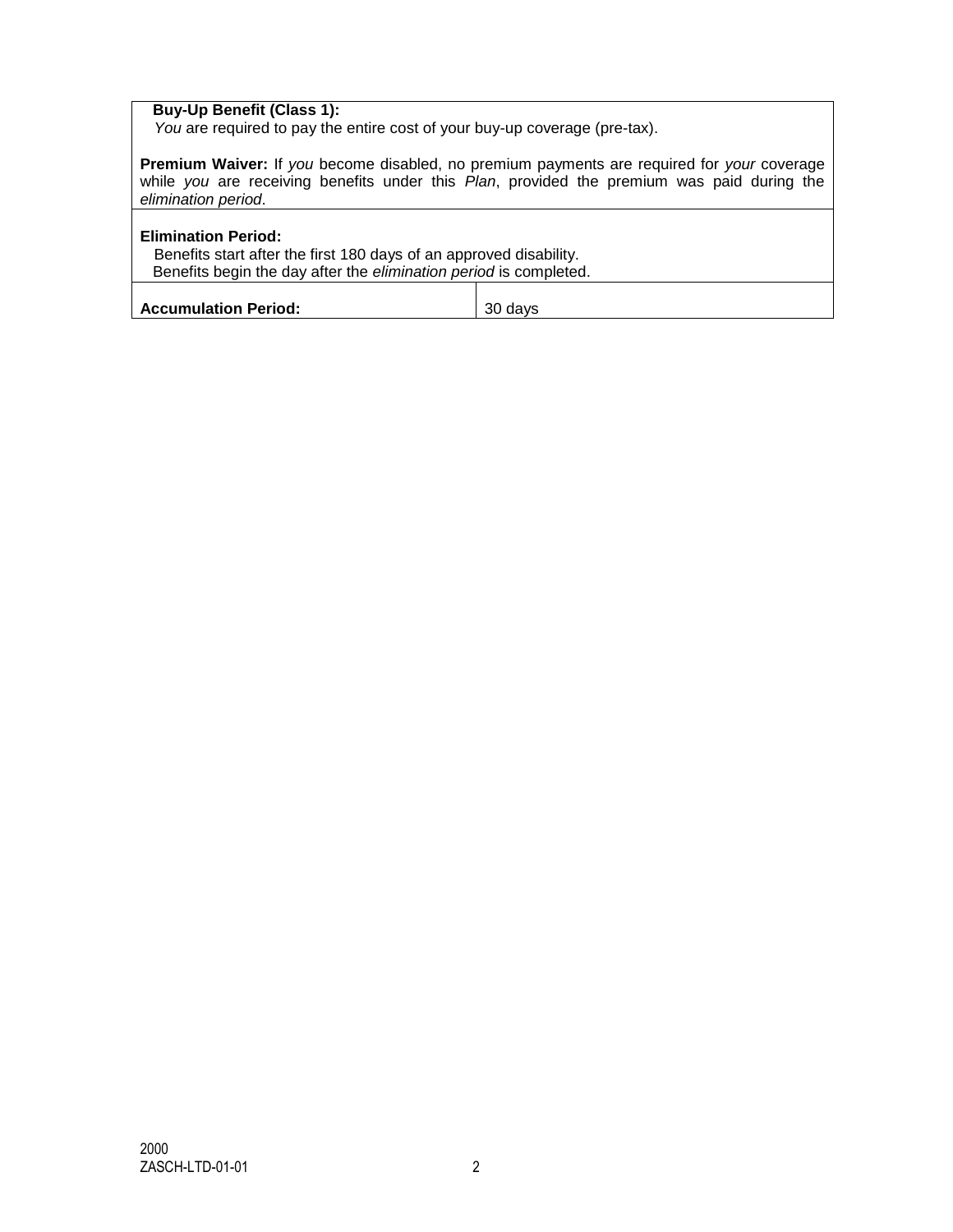**Buy-Up Benefit (Class 1):**
*You* are required to pay the entire cost of your buy-up coverage (pre-tax).

**Premium Waiver:** If *you* become disabled, no premium payments are required for *your* coverage while *you* are receiving benefits under this *Plan*, provided the premium was paid during the *elimination period*.

**Elimination Period:**
Benefits start after the first 180 days of an approved disability.
Benefits begin the day after the *elimination period* is completed.

| **Accumulation Period:** | 30 days |
|---|---|

2000
ZASCH-LTD-01-01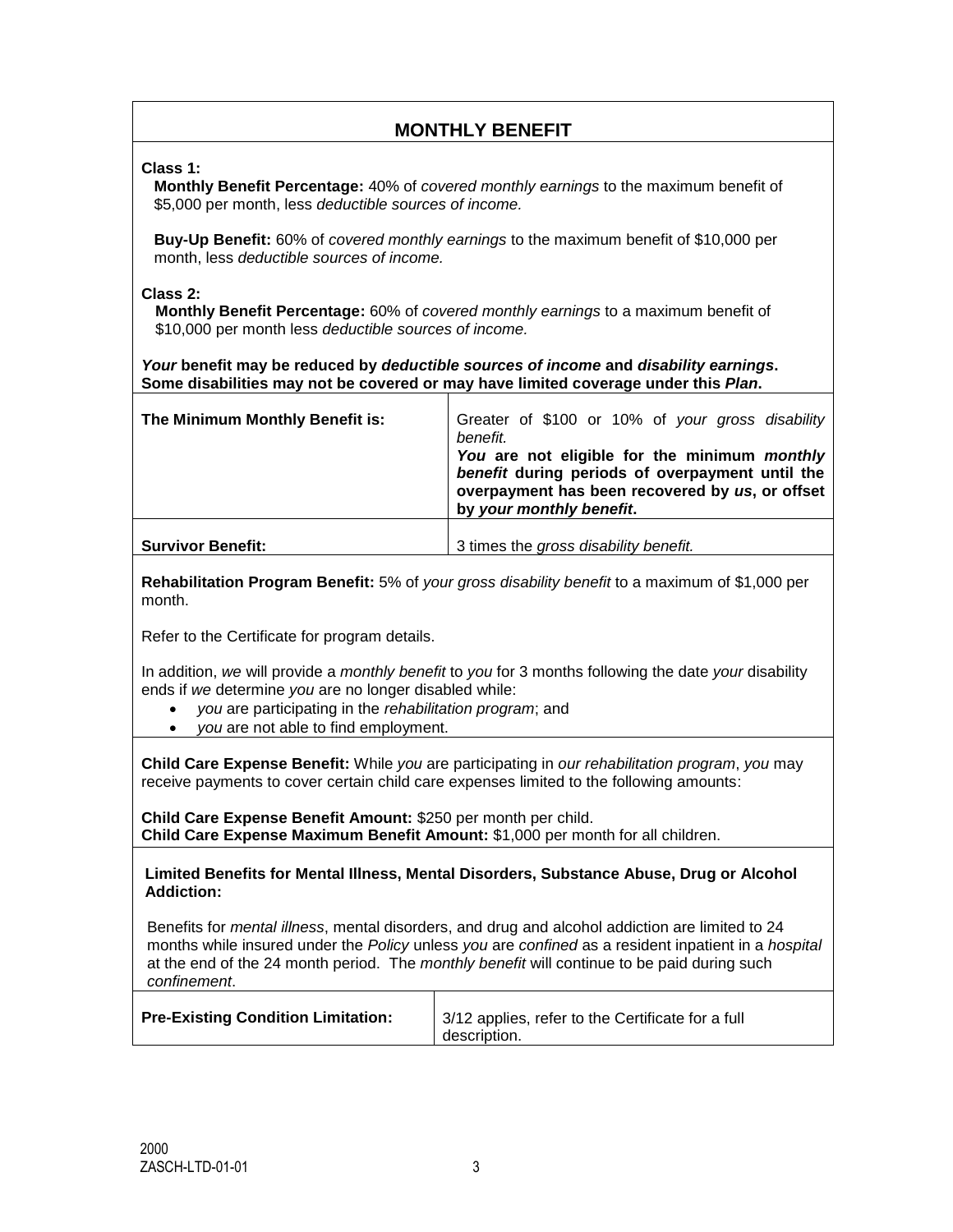## MONTHLY BENEFIT

**Class 1:**

**Monthly Benefit Percentage:** 40% of *covered monthly earnings* to the maximum benefit of $5,000 per month, less *deductible sources of income.*

**Buy-Up Benefit:** 60% of *covered monthly earnings* to the maximum benefit of $10,000 per month, less *deductible sources of income.*

**Class 2:**

**Monthly Benefit Percentage:** 60% of *covered monthly earnings* to a maximum benefit of $10,000 per month less *deductible sources of income.*

***Your* benefit may be reduced by *deductible sources of income* and *disability earnings*. Some disabilities may not be covered or may have limited coverage under this *Plan*.**

| | |
|---|---|
| **The Minimum Monthly Benefit is:** | Greater of $100 or 10% of *your gross disability benefit.* ***You* are not eligible for the minimum *monthly benefit* during periods of overpayment until the overpayment has been recovered by *us*, or offset by *your monthly benefit*.** |
| **Survivor Benefit:** | 3 times the *gross disability benefit.* |

**Rehabilitation Program Benefit:** 5% of *your gross disability benefit* to a maximum of $1,000 per month.

Refer to the Certificate for program details.

In addition, *we* will provide a *monthly benefit* to *you* for 3 months following the date *your* disability ends if *we* determine *you* are no longer disabled while:

- *you* are participating in the *rehabilitation program*; and
- *you* are not able to find employment.

**Child Care Expense Benefit:** While *you* are participating in *our rehabilitation program*, *you* may receive payments to cover certain child care expenses limited to the following amounts:

**Child Care Expense Benefit Amount:** $250 per month per child.
**Child Care Expense Maximum Benefit Amount:** $1,000 per month for all children.

**Limited Benefits for Mental Illness, Mental Disorders, Substance Abuse, Drug or Alcohol Addiction:**

Benefits for *mental illness*, mental disorders, and drug and alcohol addiction are limited to 24 months while insured under the *Policy* unless *you* are *confined* as a resident inpatient in a *hospital* at the end of the 24 month period. The *monthly benefit* will continue to be paid during such *confinement*.

| | |
|---|---|
| **Pre-Existing Condition Limitation:** | 3/12 applies, refer to the Certificate for a full description. |

2000
ZASCH-LTD-01-01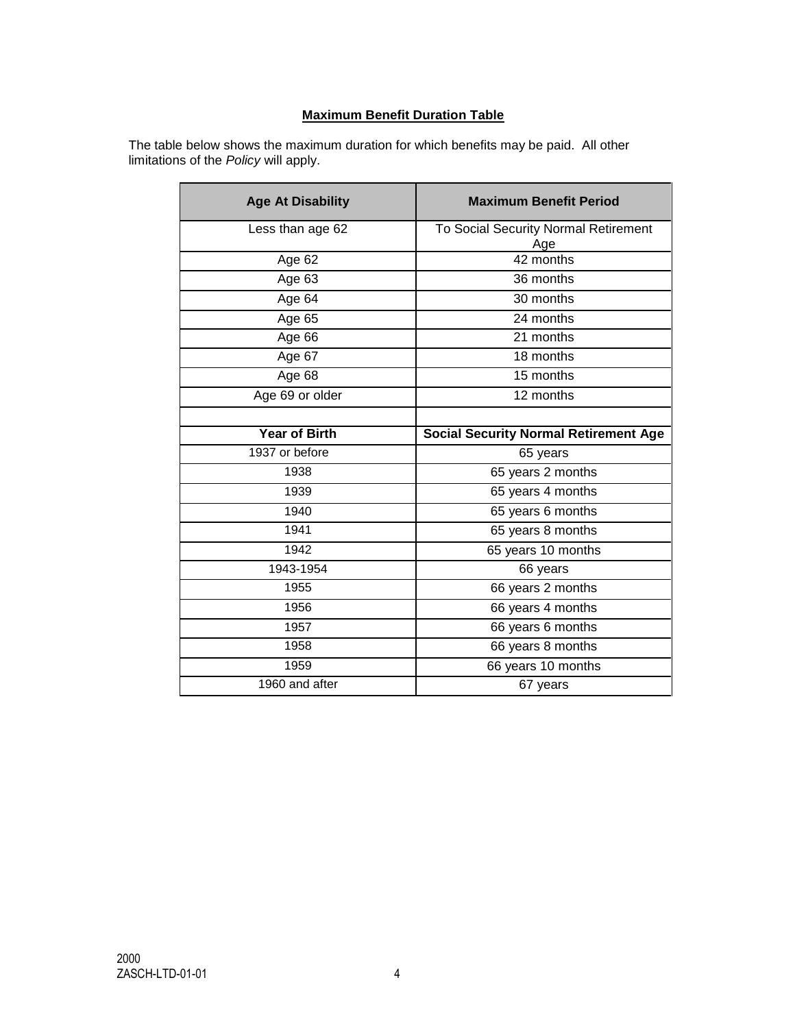## Maximum Benefit Duration Table

The table below shows the maximum duration for which benefits may be paid. All other limitations of the *Policy* will apply.

| Age At Disability | Maximum Benefit Period |
|---|---|
| Less than age 62 | To Social Security Normal Retirement Age |
| Age 62 | 42 months |
| Age 63 | 36 months |
| Age 64 | 30 months |
| Age 65 | 24 months |
| Age 66 | 21 months |
| Age 67 | 18 months |
| Age 68 | 15 months |
| Age 69 or older | 12 months |
| | |
| **Year of Birth** | **Social Security Normal Retirement Age** |
| 1937 or before | 65 years |
| 1938 | 65 years 2 months |
| 1939 | 65 years 4 months |
| 1940 | 65 years 6 months |
| 1941 | 65 years 8 months |
| 1942 | 65 years 10 months |
| 1943-1954 | 66 years |
| 1955 | 66 years 2 months |
| 1956 | 66 years 4 months |
| 1957 | 66 years 6 months |
| 1958 | 66 years 8 months |
| 1959 | 66 years 10 months |
| 1960 and after | 67 years |

2000
ZASCH-LTD-01-01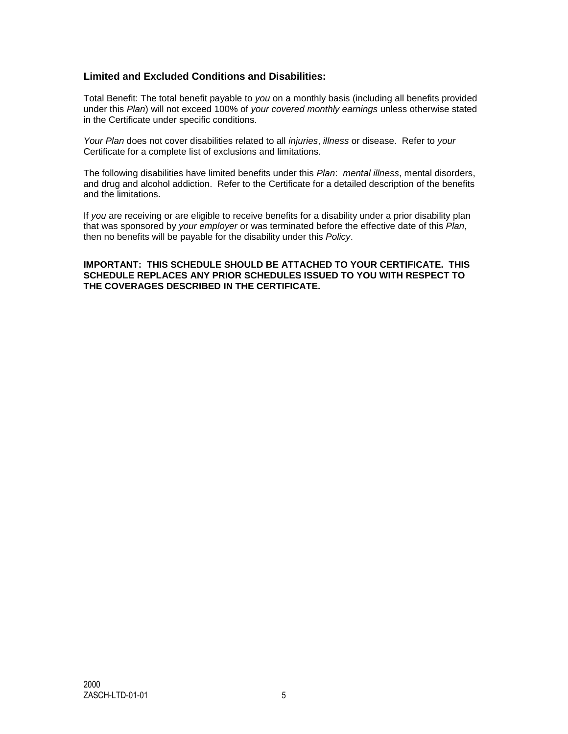### Limited and Excluded Conditions and Disabilities:

Total Benefit: The total benefit payable to *you* on a monthly basis (including all benefits provided under this *Plan*) will not exceed 100% of *your covered monthly earnings* unless otherwise stated in the Certificate under specific conditions.

*Your Plan* does not cover disabilities related to all *injuries*, *illness* or disease. Refer to *your* Certificate for a complete list of exclusions and limitations.

The following disabilities have limited benefits under this *Plan*: *mental illness*, mental disorders, and drug and alcohol addiction. Refer to the Certificate for a detailed description of the benefits and the limitations.

If *you* are receiving or are eligible to receive benefits for a disability under a prior disability plan that was sponsored by *your employer* or was terminated before the effective date of this *Plan*, then no benefits will be payable for the disability under this *Policy*.

**IMPORTANT: THIS SCHEDULE SHOULD BE ATTACHED TO YOUR CERTIFICATE. THIS SCHEDULE REPLACES ANY PRIOR SCHEDULES ISSUED TO YOU WITH RESPECT TO THE COVERAGES DESCRIBED IN THE CERTIFICATE.**

2000
ZASCH-LTD-01-01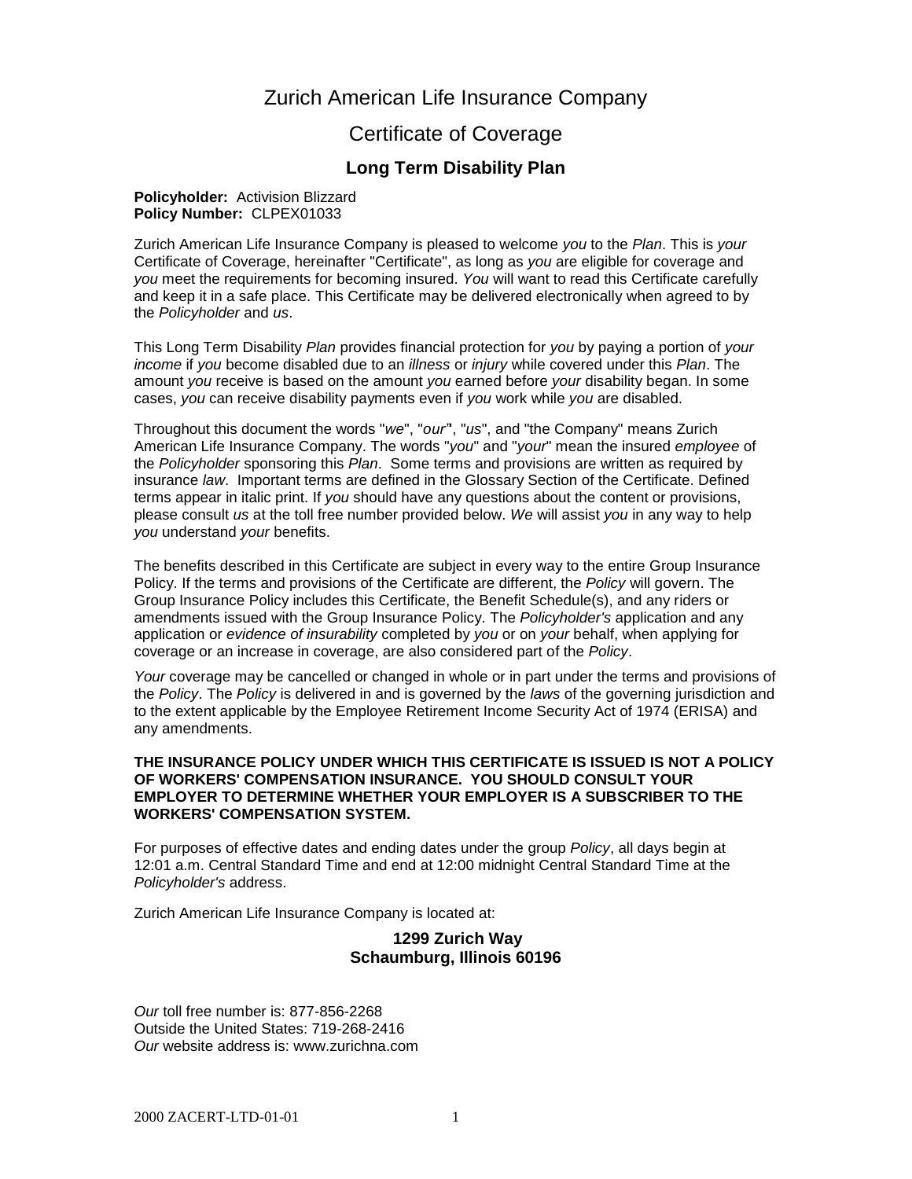# Zurich American Life Insurance Company

## Certificate of Coverage

### Long Term Disability Plan

**Policyholder:** Activision Blizzard
**Policy Number:** CLPEX01033

Zurich American Life Insurance Company is pleased to welcome *you* to the *Plan*. This is *your* Certificate of Coverage, hereinafter "Certificate", as long as *you* are eligible for coverage and *you* meet the requirements for becoming insured. *You* will want to read this Certificate carefully and keep it in a safe place. This Certificate may be delivered electronically when agreed to by the *Policyholder* and *us*.

This Long Term Disability *Plan* provides financial protection for *you* by paying a portion of *your income* if *you* become disabled due to an *illness* or *injury* while covered under this *Plan*. The amount *you* receive is based on the amount *you* earned before *your* disability began. In some cases, *you* can receive disability payments even if *you* work while *you* are disabled.

Throughout this document the words "*we*", "*our*", "*us*", and "the Company" means Zurich American Life Insurance Company. The words "*you*" and "*your*" mean the insured *employee* of the *Policyholder* sponsoring this *Plan*. Some terms and provisions are written as required by insurance *law*. Important terms are defined in the Glossary Section of the Certificate. Defined terms appear in italic print. If *you* should have any questions about the content or provisions, please consult *us* at the toll free number provided below. *We* will assist *you* in any way to help *you* understand *your* benefits.

The benefits described in this Certificate are subject in every way to the entire Group Insurance Policy. If the terms and provisions of the Certificate are different, the *Policy* will govern. The Group Insurance Policy includes this Certificate, the Benefit Schedule(s), and any riders or amendments issued with the Group Insurance Policy. The *Policyholder's* application and any application or *evidence of insurability* completed by *you* or on *your* behalf, when applying for coverage or an increase in coverage, are also considered part of the *Policy*.

*Your* coverage may be cancelled or changed in whole or in part under the terms and provisions of the *Policy*. The *Policy* is delivered in and is governed by the *laws* of the governing jurisdiction and to the extent applicable by the Employee Retirement Income Security Act of 1974 (ERISA) and any amendments.

**THE INSURANCE POLICY UNDER WHICH THIS CERTIFICATE IS ISSUED IS NOT A POLICY OF WORKERS' COMPENSATION INSURANCE. YOU SHOULD CONSULT YOUR EMPLOYER TO DETERMINE WHETHER YOUR EMPLOYER IS A SUBSCRIBER TO THE WORKERS' COMPENSATION SYSTEM.**

For purposes of effective dates and ending dates under the group *Policy*, all days begin at 12:01 a.m. Central Standard Time and end at 12:00 midnight Central Standard Time at the *Policyholder's* address.

Zurich American Life Insurance Company is located at:

**1299 Zurich Way**
**Schaumburg, Illinois 60196**

*Our* toll free number is: 877-856-2268
Outside the United States: 719-268-2416
*Our* website address is: www.zurichna.com

2000 ZACERT-LTD-01-01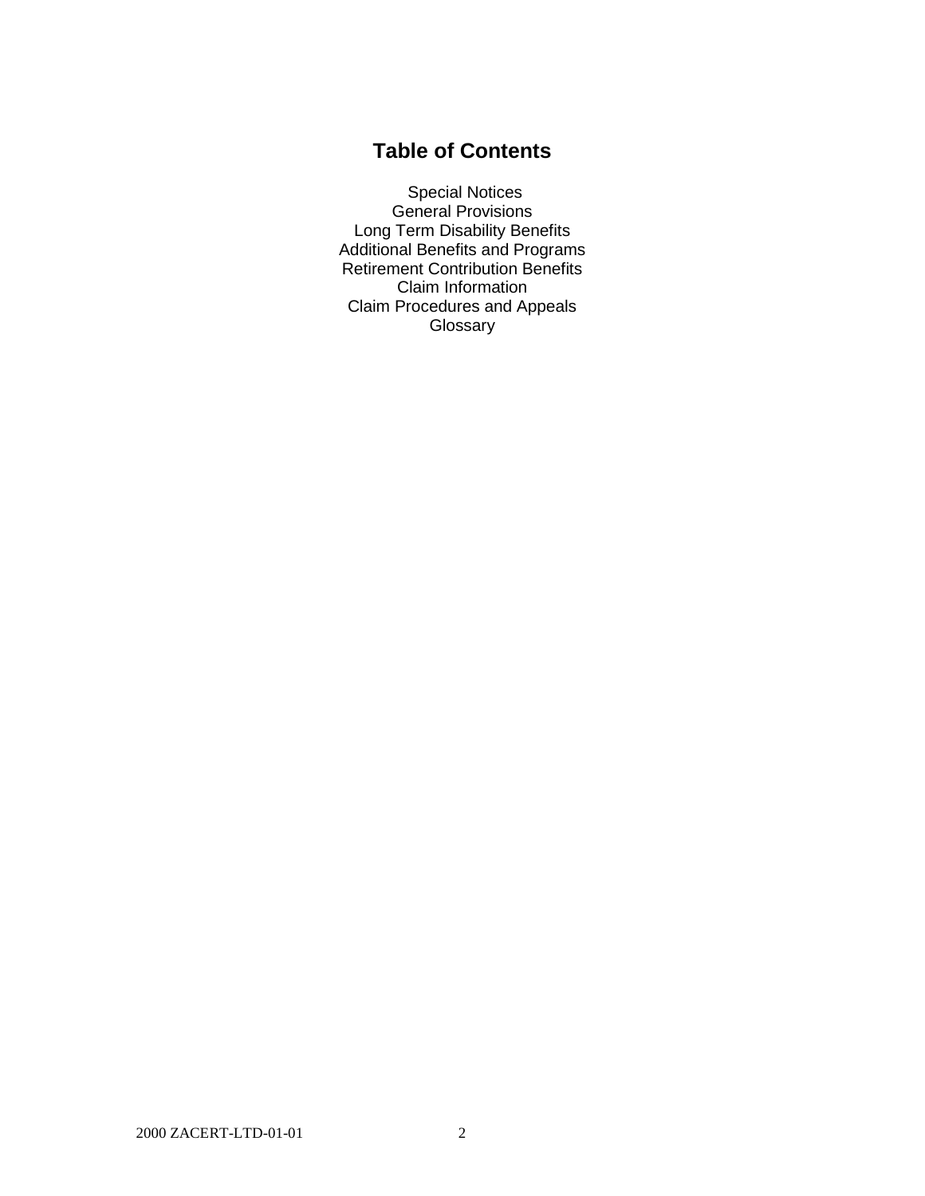# Table of Contents

Special Notices
General Provisions
Long Term Disability Benefits
Additional Benefits and Programs
Retirement Contribution Benefits
Claim Information
Claim Procedures and Appeals
Glossary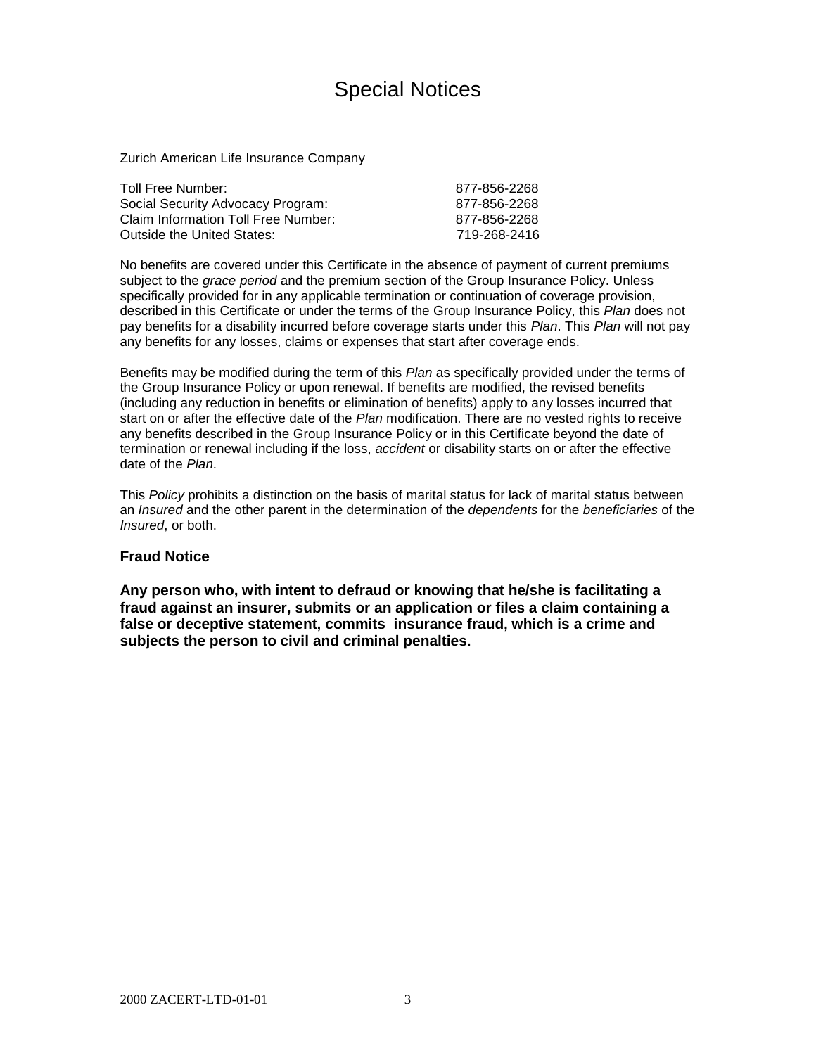# Special Notices

Zurich American Life Insurance Company

| | |
|---|---|
| Toll Free Number: | 877-856-2268 |
| Social Security Advocacy Program: | 877-856-2268 |
| Claim Information Toll Free Number: | 877-856-2268 |
| Outside the United States: | 719-268-2416 |

No benefits are covered under this Certificate in the absence of payment of current premiums subject to the *grace period* and the premium section of the Group Insurance Policy. Unless specifically provided for in any applicable termination or continuation of coverage provision, described in this Certificate or under the terms of the Group Insurance Policy, this *Plan* does not pay benefits for a disability incurred before coverage starts under this *Plan*. This *Plan* will not pay any benefits for any losses, claims or expenses that start after coverage ends.

Benefits may be modified during the term of this *Plan* as specifically provided under the terms of the Group Insurance Policy or upon renewal. If benefits are modified, the revised benefits (including any reduction in benefits or elimination of benefits) apply to any losses incurred that start on or after the effective date of the *Plan* modification. There are no vested rights to receive any benefits described in the Group Insurance Policy or in this Certificate beyond the date of termination or renewal including if the loss, *accident* or disability starts on or after the effective date of the *Plan*.

This *Policy* prohibits a distinction on the basis of marital status for lack of marital status between an *Insured* and the other parent in the determination of the *dependents* for the *beneficiaries* of the *Insured*, or both.

### Fraud Notice

**Any person who, with intent to defraud or knowing that he/she is facilitating a fraud against an insurer, submits or an application or files a claim containing a false or deceptive statement, commits insurance fraud, which is a crime and subjects the person to civil and criminal penalties.**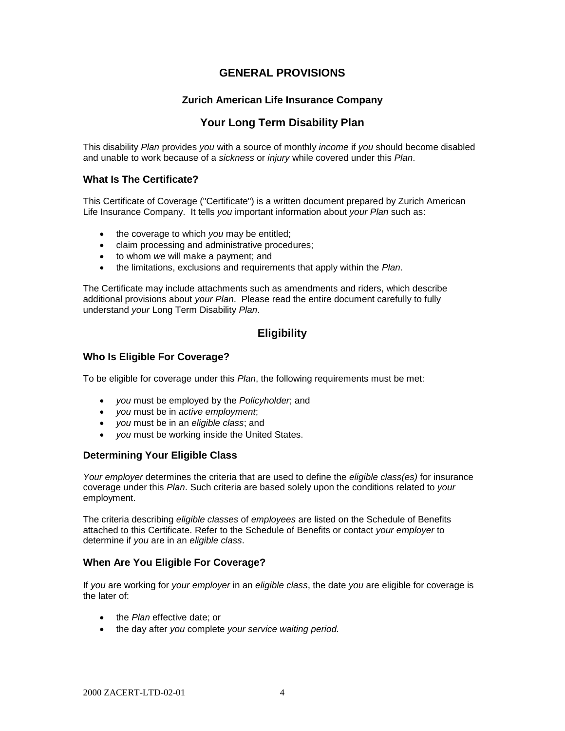# GENERAL PROVISIONS

## Zurich American Life Insurance Company

## Your Long Term Disability Plan

This disability *Plan* provides *you* with a source of monthly *income* if *you* should become disabled and unable to work because of a *sickness* or *injury* while covered under this *Plan*.

### What Is The Certificate?

This Certificate of Coverage ("Certificate") is a written document prepared by Zurich American Life Insurance Company. It tells *you* important information about *your Plan* such as:

- the coverage to which *you* may be entitled;
- claim processing and administrative procedures;
- to whom *we* will make a payment; and
- the limitations, exclusions and requirements that apply within the *Plan*.

The Certificate may include attachments such as amendments and riders, which describe additional provisions about *your Plan*. Please read the entire document carefully to fully understand *your* Long Term Disability *Plan*.

## Eligibility

### Who Is Eligible For Coverage?

To be eligible for coverage under this *Plan*, the following requirements must be met:

- *you* must be employed by the *Policyholder*; and
- *you* must be in *active employment*;
- *you* must be in an *eligible class*; and
- *you* must be working inside the United States.

### Determining Your Eligible Class

*Your employer* determines the criteria that are used to define the *eligible class(es)* for insurance coverage under this *Plan*. Such criteria are based solely upon the conditions related to *your* employment.

The criteria describing *eligible classes* of *employees* are listed on the Schedule of Benefits attached to this Certificate. Refer to the Schedule of Benefits or contact *your employer* to determine if *you* are in an *eligible class*.

### When Are You Eligible For Coverage?

If *you* are working for *your employer* in an *eligible class*, the date *you* are eligible for coverage is the later of:

- the *Plan* effective date; or
- the day after *you* complete *your service waiting period.*

2000 ZACERT-LTD-02-01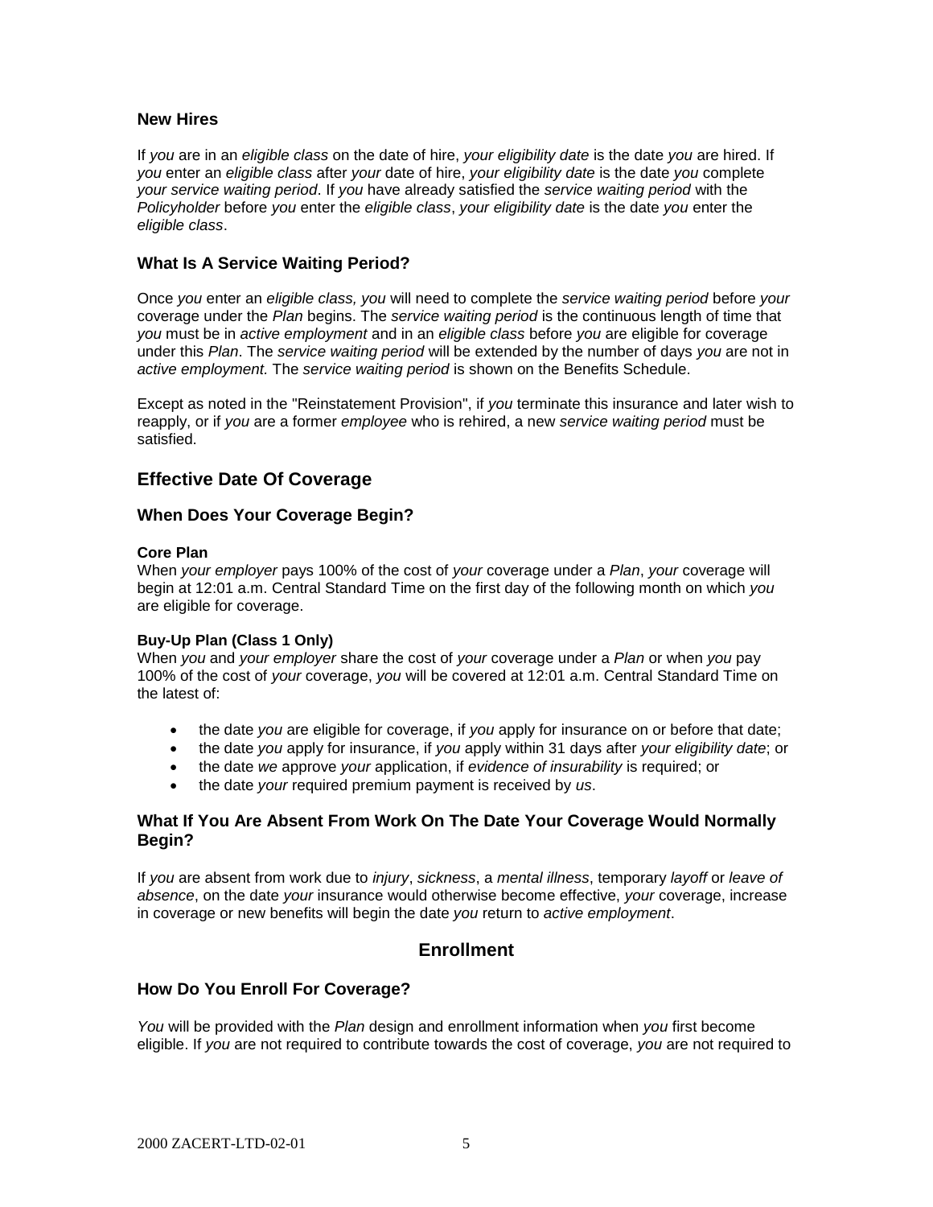### New Hires

If *you* are in an *eligible class* on the date of hire, *your eligibility date* is the date *you* are hired. If *you* enter an *eligible class* after *your* date of hire, *your eligibility date* is the date *you* complete *your service waiting period*. If *you* have already satisfied the *service waiting period* with the *Policyholder* before *you* enter the *eligible class*, *your eligibility date* is the date *you* enter the *eligible class*.

### What Is A Service Waiting Period?

Once *you* enter an *eligible class, you* will need to complete the *service waiting period* before *your* coverage under the *Plan* begins. The *service waiting period* is the continuous length of time that *you* must be in *active employment* and in an *eligible class* before *you* are eligible for coverage under this *Plan*. The *service waiting period* will be extended by the number of days *you* are not in *active employment.* The *service waiting period* is shown on the Benefits Schedule.

Except as noted in the "Reinstatement Provision", if *you* terminate this insurance and later wish to reapply, or if *you* are a former *employee* who is rehired, a new *service waiting period* must be satisfied.

## Effective Date Of Coverage

### When Does Your Coverage Begin?

**Core Plan**

When *your employer* pays 100% of the cost of *your* coverage under a *Plan*, *your* coverage will begin at 12:01 a.m. Central Standard Time on the first day of the following month on which *you* are eligible for coverage.

**Buy-Up Plan (Class 1 Only)**

When *you* and *your employer* share the cost of *your* coverage under a *Plan* or when *you* pay 100% of the cost of *your* coverage, *you* will be covered at 12:01 a.m. Central Standard Time on the latest of:

- the date *you* are eligible for coverage, if *you* apply for insurance on or before that date;
- the date *you* apply for insurance, if *you* apply within 31 days after *your eligibility date*; or
- the date *we* approve *your* application, if *evidence of insurability* is required; or
- the date *your* required premium payment is received by *us*.

### What If You Are Absent From Work On The Date Your Coverage Would Normally Begin?

If *you* are absent from work due to *injury*, *sickness*, a *mental illness*, temporary *layoff* or *leave of absence*, on the date *your* insurance would otherwise become effective, *your* coverage, increase in coverage or new benefits will begin the date *you* return to *active employment*.

## Enrollment

### How Do You Enroll For Coverage?

*You* will be provided with the *Plan* design and enrollment information when *you* first become eligible. If *you* are not required to contribute towards the cost of coverage, *you* are not required to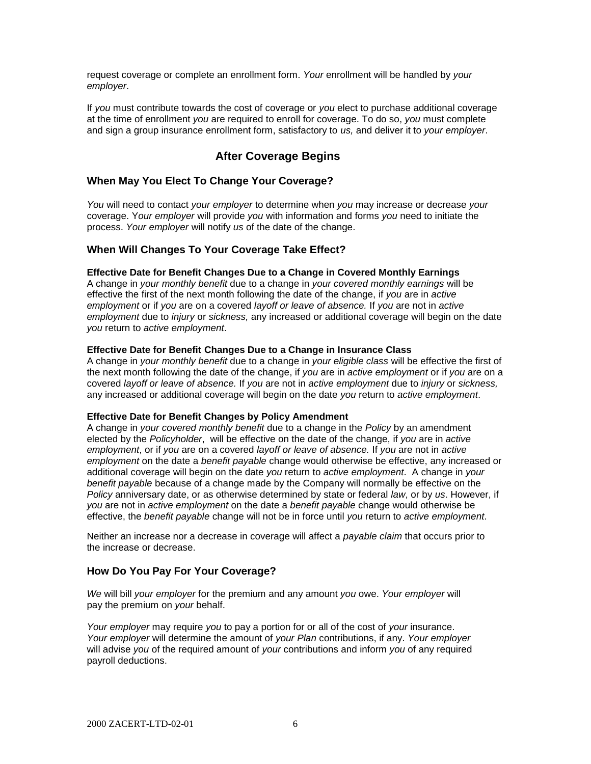request coverage or complete an enrollment form. *Your* enrollment will be handled by *your employer*.

If *you* must contribute towards the cost of coverage or *you* elect to purchase additional coverage at the time of enrollment *you* are required to enroll for coverage. To do so, *you* must complete and sign a group insurance enrollment form, satisfactory to *us,* and deliver it to *your employer*.

## After Coverage Begins

### When May You Elect To Change Your Coverage?

*You* will need to contact *your employer* to determine when *you* may increase or decrease *your* coverage. Y*our employer* will provide *you* with information and forms *you* need to initiate the process. *Your employer* will notify *us* of the date of the change.

### When Will Changes To Your Coverage Take Effect?

**Effective Date for Benefit Changes Due to a Change in Covered Monthly Earnings**
A change in *your monthly benefit* due to a change in *your covered monthly earnings* will be effective the first of the next month following the date of the change, if *you* are in *active employment* or if *you* are on a covered *layoff or leave of absence.* If *you* are not in *active employment* due to *injury* or *sickness,* any increased or additional coverage will begin on the date *you* return to *active employment*.

**Effective Date for Benefit Changes Due to a Change in Insurance Class**
A change in *your monthly benefit* due to a change in *your eligible class* will be effective the first of the next month following the date of the change, if *you* are in *active employment* or if *you* are on a covered *layoff or leave of absence.* If *you* are not in *active employment* due to *injury* or *sickness,* any increased or additional coverage will begin on the date *you* return to *active employment*.

**Effective Date for Benefit Changes by Policy Amendment**
A change in *your covered monthly benefit* due to a change in the *Policy* by an amendment elected by the *Policyholder*, will be effective on the date of the change, if *you* are in *active employment*, or if *you* are on a covered *layoff or leave of absence.* If *you* are not in *active employment* on the date a *benefit payable* change would otherwise be effective, any increased or additional coverage will begin on the date *you* return to *active employment*. A change in *your benefit payable* because of a change made by the Company will normally be effective on the *Policy* anniversary date, or as otherwise determined by state or federal *law*, or by *us*. However, if *you* are not in *active employment* on the date a *benefit payable* change would otherwise be effective, the *benefit payable* change will not be in force until *you* return to *active employment*.

Neither an increase nor a decrease in coverage will affect a *payable claim* that occurs prior to the increase or decrease.

### How Do You Pay For Your Coverage?

*We* will bill *your employer* for the premium and any amount *you* owe. *Your employer* will pay the premium on *your* behalf.

*Your employer* may require *you* to pay a portion for or all of the cost of *your* insurance. *Your employer* will determine the amount of *your Plan* contributions, if any. *Your employer* will advise *you* of the required amount of *your* contributions and inform *you* of any required payroll deductions.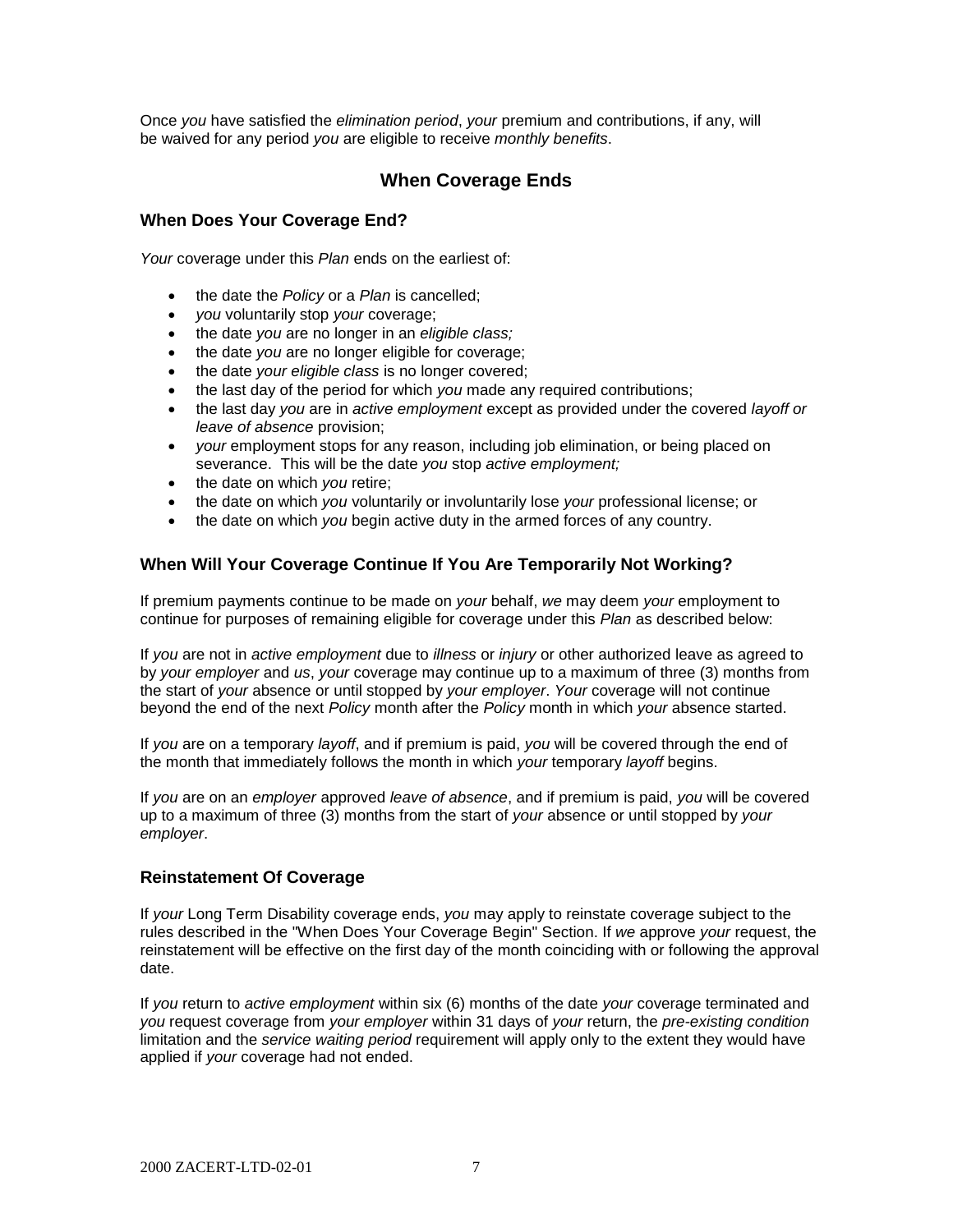Once *you* have satisfied the *elimination period*, *your* premium and contributions, if any, will be waived for any period *you* are eligible to receive *monthly benefits*.

## When Coverage Ends

### When Does Your Coverage End?

*Your* coverage under this *Plan* ends on the earliest of:

- the date the *Policy* or a *Plan* is cancelled;
- *you* voluntarily stop *your* coverage;
- the date *you* are no longer in an *eligible class;*
- the date *you* are no longer eligible for coverage;
- the date *your eligible class* is no longer covered;
- the last day of the period for which *you* made any required contributions;
- the last day *you* are in *active employment* except as provided under the covered *layoff or leave of absence* provision;
- *your* employment stops for any reason, including job elimination, or being placed on severance. This will be the date *you* stop *active employment;*
- the date on which *you* retire;
- the date on which *you* voluntarily or involuntarily lose *your* professional license; or
- the date on which *you* begin active duty in the armed forces of any country.

### When Will Your Coverage Continue If You Are Temporarily Not Working?

If premium payments continue to be made on *your* behalf, *we* may deem *your* employment to continue for purposes of remaining eligible for coverage under this *Plan* as described below:

If *you* are not in *active employment* due to *illness* or *injury* or other authorized leave as agreed to by *your employer* and *us*, *your* coverage may continue up to a maximum of three (3) months from the start of *your* absence or until stopped by *your employer*. *Your* coverage will not continue beyond the end of the next *Policy* month after the *Policy* month in which *your* absence started.

If *you* are on a temporary *layoff*, and if premium is paid, *you* will be covered through the end of the month that immediately follows the month in which *your* temporary *layoff* begins.

If *you* are on an *employer* approved *leave of absence*, and if premium is paid, *you* will be covered up to a maximum of three (3) months from the start of *your* absence or until stopped by *your employer*.

### Reinstatement Of Coverage

If *your* Long Term Disability coverage ends, *you* may apply to reinstate coverage subject to the rules described in the "When Does Your Coverage Begin" Section. If *we* approve *your* request, the reinstatement will be effective on the first day of the month coinciding with or following the approval date.

If *you* return to *active employment* within six (6) months of the date *your* coverage terminated and *you* request coverage from *your employer* within 31 days of *your* return, the *pre-existing condition* limitation and the *service waiting period* requirement will apply only to the extent they would have applied if *your* coverage had not ended.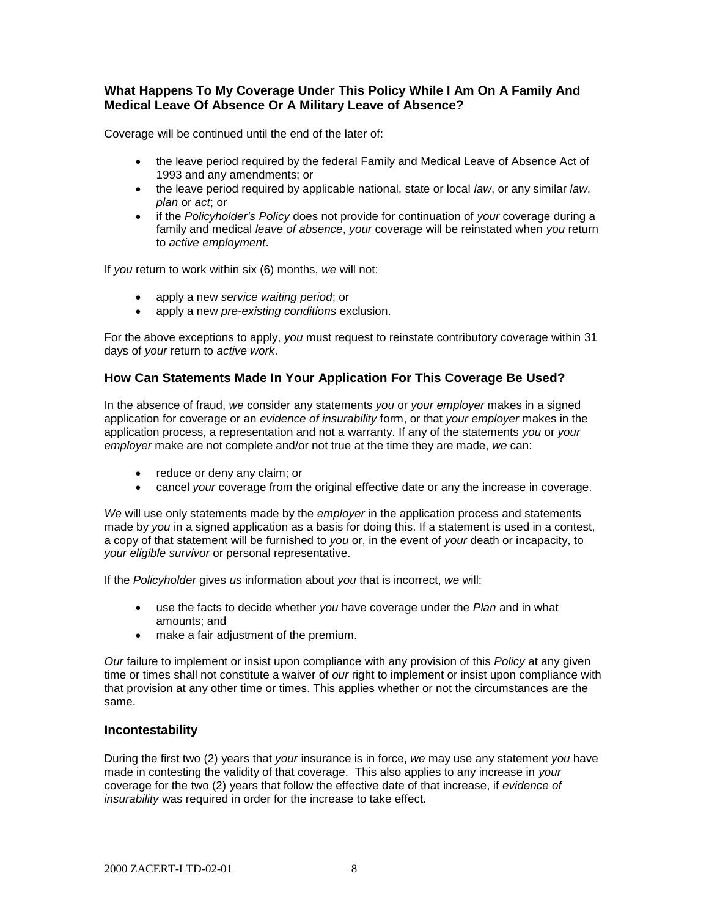### What Happens To My Coverage Under This Policy While I Am On A Family And Medical Leave Of Absence Or A Military Leave of Absence?

Coverage will be continued until the end of the later of:

- the leave period required by the federal Family and Medical Leave of Absence Act of 1993 and any amendments; or
- the leave period required by applicable national, state or local *law*, or any similar *law*, *plan* or *act*; or
- if the *Policyholder's Policy* does not provide for continuation of *your* coverage during a family and medical *leave of absence*, *your* coverage will be reinstated when *you* return to *active employment*.

If *you* return to work within six (6) months, *we* will not:

- apply a new *service waiting period*; or
- apply a new *pre-existing conditions* exclusion.

For the above exceptions to apply, *you* must request to reinstate contributory coverage within 31 days of *your* return to *active work*.

### How Can Statements Made In Your Application For This Coverage Be Used?

In the absence of fraud, *we* consider any statements *you* or *your employer* makes in a signed application for coverage or an *evidence of insurability* form, or that *your employer* makes in the application process, a representation and not a warranty. If any of the statements *you* or *your employer* make are not complete and/or not true at the time they are made, *we* can:

- reduce or deny any claim; or
- cancel *your* coverage from the original effective date or any the increase in coverage.

*We* will use only statements made by the *employer* in the application process and statements made by *you* in a signed application as a basis for doing this. If a statement is used in a contest, a copy of that statement will be furnished to *you* or, in the event of *your* death or incapacity, to *your eligible survivor* or personal representative.

If the *Policyholder* gives *us* information about *you* that is incorrect, *we* will:

- use the facts to decide whether *you* have coverage under the *Plan* and in what amounts; and
- make a fair adjustment of the premium.

*Our* failure to implement or insist upon compliance with any provision of this *Policy* at any given time or times shall not constitute a waiver of *our* right to implement or insist upon compliance with that provision at any other time or times. This applies whether or not the circumstances are the same.

### Incontestability

During the first two (2) years that *your* insurance is in force, *we* may use any statement *you* have made in contesting the validity of that coverage. This also applies to any increase in *your* coverage for the two (2) years that follow the effective date of that increase, if *evidence of insurability* was required in order for the increase to take effect.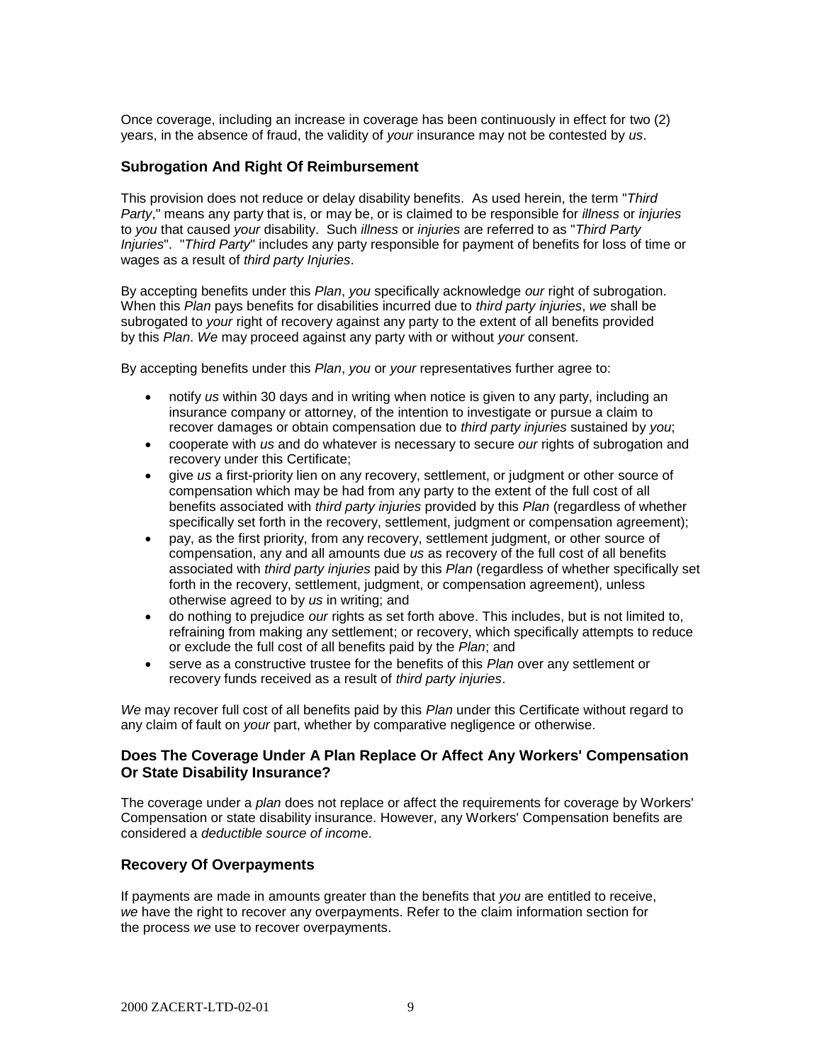Once coverage, including an increase in coverage has been continuously in effect for two (2) years, in the absence of fraud, the validity of *your* insurance may not be contested by *us*.

### Subrogation And Right Of Reimbursement

This provision does not reduce or delay disability benefits. As used herein, the term "*Third Party*," means any party that is, or may be, or is claimed to be responsible for *illness* or *injuries* to *you* that caused *your* disability. Such *illness* or *injuries* are referred to as "*Third Party Injuries*". "*Third Party*" includes any party responsible for payment of benefits for loss of time or wages as a result of *third party Injuries*.

By accepting benefits under this *Plan*, *you* specifically acknowledge *our* right of subrogation. When this *Plan* pays benefits for disabilities incurred due to *third party injuries*, *we* shall be subrogated to *your* right of recovery against any party to the extent of all benefits provided by this *Plan*. *We* may proceed against any party with or without *your* consent.

By accepting benefits under this *Plan*, *you* or *your* representatives further agree to:

- notify *us* within 30 days and in writing when notice is given to any party, including an insurance company or attorney, of the intention to investigate or pursue a claim to recover damages or obtain compensation due to *third party injuries* sustained by *you*;
- cooperate with *us* and do whatever is necessary to secure *our* rights of subrogation and recovery under this Certificate;
- give *us* a first-priority lien on any recovery, settlement, or judgment or other source of compensation which may be had from any party to the extent of the full cost of all benefits associated with *third party injuries* provided by this *Plan* (regardless of whether specifically set forth in the recovery, settlement, judgment or compensation agreement);
- pay, as the first priority, from any recovery, settlement judgment, or other source of compensation, any and all amounts due *us* as recovery of the full cost of all benefits associated with *third party injuries* paid by this *Plan* (regardless of whether specifically set forth in the recovery, settlement, judgment, or compensation agreement), unless otherwise agreed to by *us* in writing; and
- do nothing to prejudice *our* rights as set forth above. This includes, but is not limited to, refraining from making any settlement; or recovery, which specifically attempts to reduce or exclude the full cost of all benefits paid by the *Plan*; and
- serve as a constructive trustee for the benefits of this *Plan* over any settlement or recovery funds received as a result of *third party injuries*.

*We* may recover full cost of all benefits paid by this *Plan* under this Certificate without regard to any claim of fault on *your* part, whether by comparative negligence or otherwise.

### Does The Coverage Under A Plan Replace Or Affect Any Workers' Compensation Or State Disability Insurance?

The coverage under a *plan* does not replace or affect the requirements for coverage by Workers' Compensation or state disability insurance. However, any Workers' Compensation benefits are considered a *deductible source of income*.

### Recovery Of Overpayments

If payments are made in amounts greater than the benefits that *you* are entitled to receive, *we* have the right to recover any overpayments. Refer to the claim information section for the process *we* use to recover overpayments.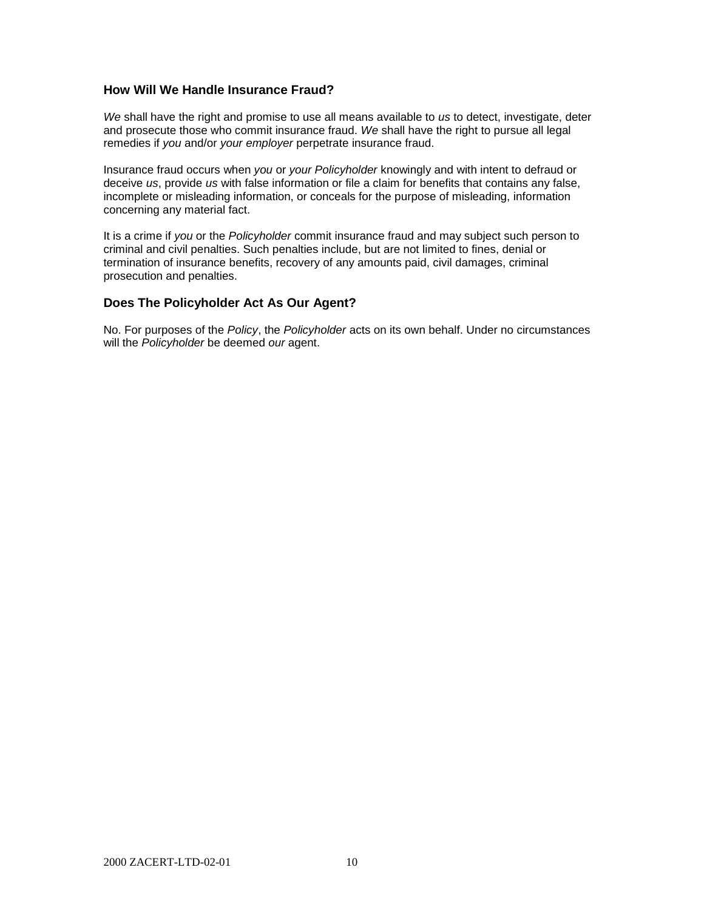### How Will We Handle Insurance Fraud?

*We* shall have the right and promise to use all means available to *us* to detect, investigate, deter and prosecute those who commit insurance fraud. *We* shall have the right to pursue all legal remedies if *you* and/or *your employer* perpetrate insurance fraud.

Insurance fraud occurs when *you* or *your Policyholder* knowingly and with intent to defraud or deceive *us*, provide *us* with false information or file a claim for benefits that contains any false, incomplete or misleading information, or conceals for the purpose of misleading, information concerning any material fact.

It is a crime if *you* or the *Policyholder* commit insurance fraud and may subject such person to criminal and civil penalties. Such penalties include, but are not limited to fines, denial or termination of insurance benefits, recovery of any amounts paid, civil damages, criminal prosecution and penalties.

### Does The Policyholder Act As Our Agent?

No. For purposes of the *Policy*, the *Policyholder* acts on its own behalf. Under no circumstances will the *Policyholder* be deemed *our* agent.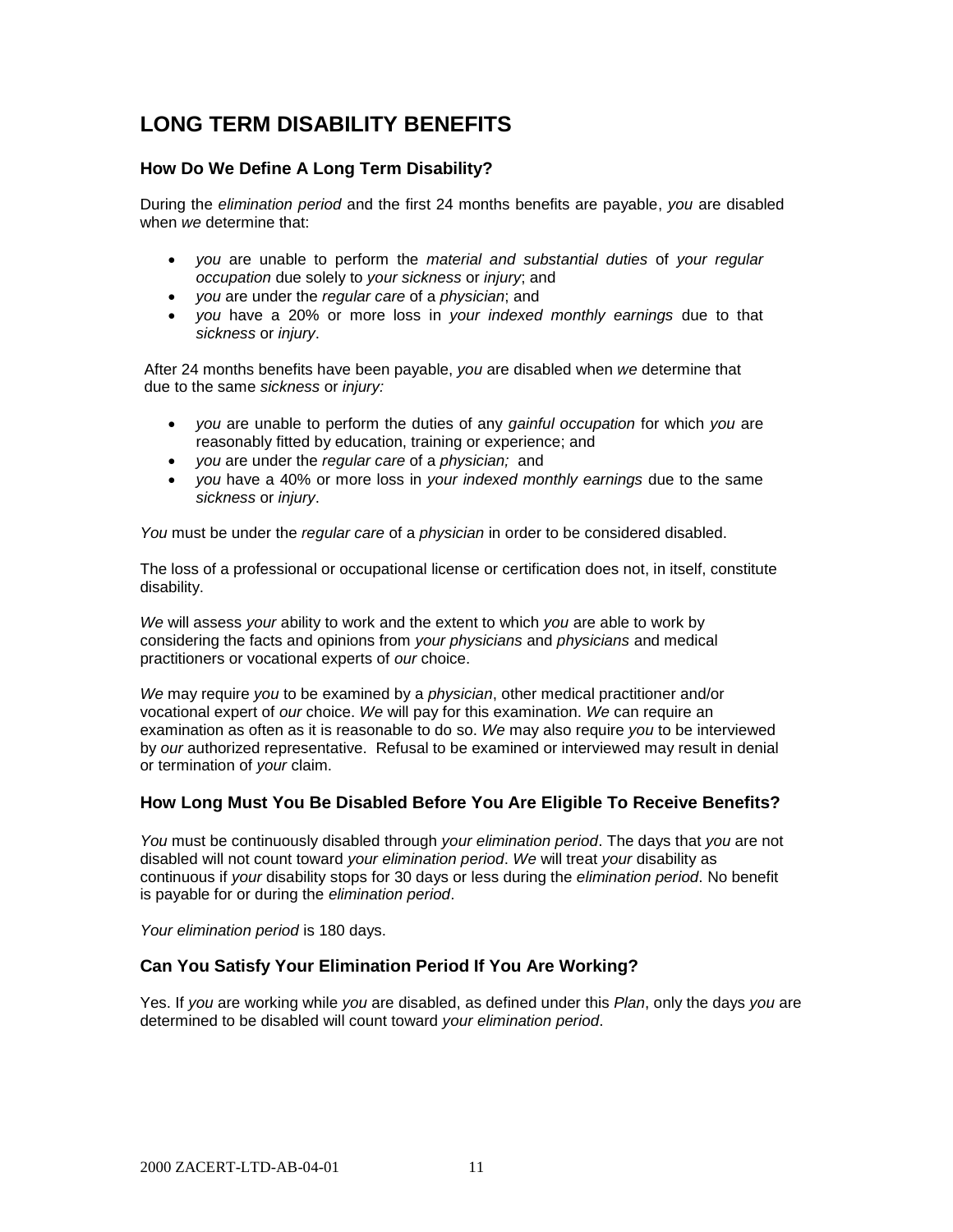# LONG TERM DISABILITY BENEFITS

## How Do We Define A Long Term Disability?

During the *elimination period* and the first 24 months benefits are payable, *you* are disabled when *we* determine that:

- *you* are unable to perform the *material and substantial duties* of *your regular occupation* due solely to *your sickness* or *injury*; and
- *you* are under the *regular care* of a *physician*; and
- *you* have a 20% or more loss in *your indexed monthly earnings* due to that *sickness* or *injury*.

After 24 months benefits have been payable, *you* are disabled when *we* determine that due to the same *sickness* or *injury:*

- *you* are unable to perform the duties of any *gainful occupation* for which *you* are reasonably fitted by education, training or experience; and
- *you* are under the *regular care* of a *physician;* and
- *you* have a 40% or more loss in *your indexed monthly earnings* due to the same *sickness* or *injury*.

*You* must be under the *regular care* of a *physician* in order to be considered disabled.

The loss of a professional or occupational license or certification does not, in itself, constitute disability.

*We* will assess *your* ability to work and the extent to which *you* are able to work by considering the facts and opinions from *your physicians* and *physicians* and medical practitioners or vocational experts of *our* choice.

*We* may require *you* to be examined by a *physician*, other medical practitioner and/or vocational expert of *our* choice. *We* will pay for this examination. *We* can require an examination as often as it is reasonable to do so. *We* may also require *you* to be interviewed by *our* authorized representative. Refusal to be examined or interviewed may result in denial or termination of *your* claim.

## How Long Must You Be Disabled Before You Are Eligible To Receive Benefits?

*You* must be continuously disabled through *your elimination period*. The days that *you* are not disabled will not count toward *your elimination period*. *We* will treat *your* disability as continuous if *your* disability stops for 30 days or less during the *elimination period*. No benefit is payable for or during the *elimination period*.

*Your elimination period* is 180 days.

## Can You Satisfy Your Elimination Period If You Are Working?

Yes. If *you* are working while *you* are disabled, as defined under this *Plan*, only the days *you* are determined to be disabled will count toward *your elimination period*.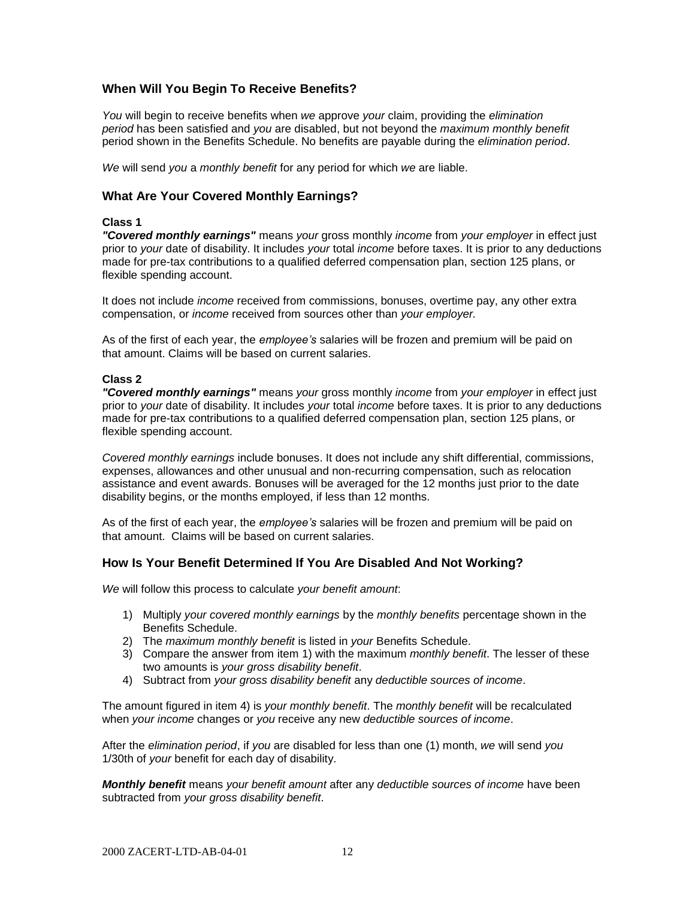## When Will You Begin To Receive Benefits?

*You* will begin to receive benefits when *we* approve *your* claim, providing the *elimination period* has been satisfied and *you* are disabled, but not beyond the *maximum monthly benefit* period shown in the Benefits Schedule. No benefits are payable during the *elimination period*.

*We* will send *you* a *monthly benefit* for any period for which *we* are liable.

## What Are Your Covered Monthly Earnings?

**Class 1**

***"Covered monthly earnings"*** means *your* gross monthly *income* from *your employer* in effect just prior to *your* date of disability. It includes *your* total *income* before taxes. It is prior to any deductions made for pre-tax contributions to a qualified deferred compensation plan, section 125 plans, or flexible spending account.

It does not include *income* received from commissions, bonuses, overtime pay, any other extra compensation, or *income* received from sources other than *your employer.*

As of the first of each year, the *employee's* salaries will be frozen and premium will be paid on that amount. Claims will be based on current salaries.

**Class 2**

***"Covered monthly earnings"*** means *your* gross monthly *income* from *your employer* in effect just prior to *your* date of disability. It includes *your* total *income* before taxes. It is prior to any deductions made for pre-tax contributions to a qualified deferred compensation plan, section 125 plans, or flexible spending account.

*Covered monthly earnings* include bonuses. It does not include any shift differential, commissions, expenses, allowances and other unusual and non-recurring compensation, such as relocation assistance and event awards. Bonuses will be averaged for the 12 months just prior to the date disability begins, or the months employed, if less than 12 months.

As of the first of each year, the *employee's* salaries will be frozen and premium will be paid on that amount. Claims will be based on current salaries.

## How Is Your Benefit Determined If You Are Disabled And Not Working?

*We* will follow this process to calculate *your benefit amount*:

1) Multiply *your covered monthly earnings* by the *monthly benefits* percentage shown in the Benefits Schedule.
2) The *maximum monthly benefit* is listed in *your* Benefits Schedule.
3) Compare the answer from item 1) with the maximum *monthly benefit*. The lesser of these two amounts is *your gross disability benefit*.
4) Subtract from *your gross disability benefit* any *deductible sources of income*.

The amount figured in item 4) is *your monthly benefit*. The *monthly benefit* will be recalculated when *your income* changes or *you* receive any new *deductible sources of income*.

After the *elimination period*, if *you* are disabled for less than one (1) month, *we* will send *you* 1/30th of *your* benefit for each day of disability.

***Monthly benefit*** means *your benefit amount* after any *deductible sources of income* have been subtracted from *your gross disability benefit*.

2000 ZACERT-LTD-AB-04-01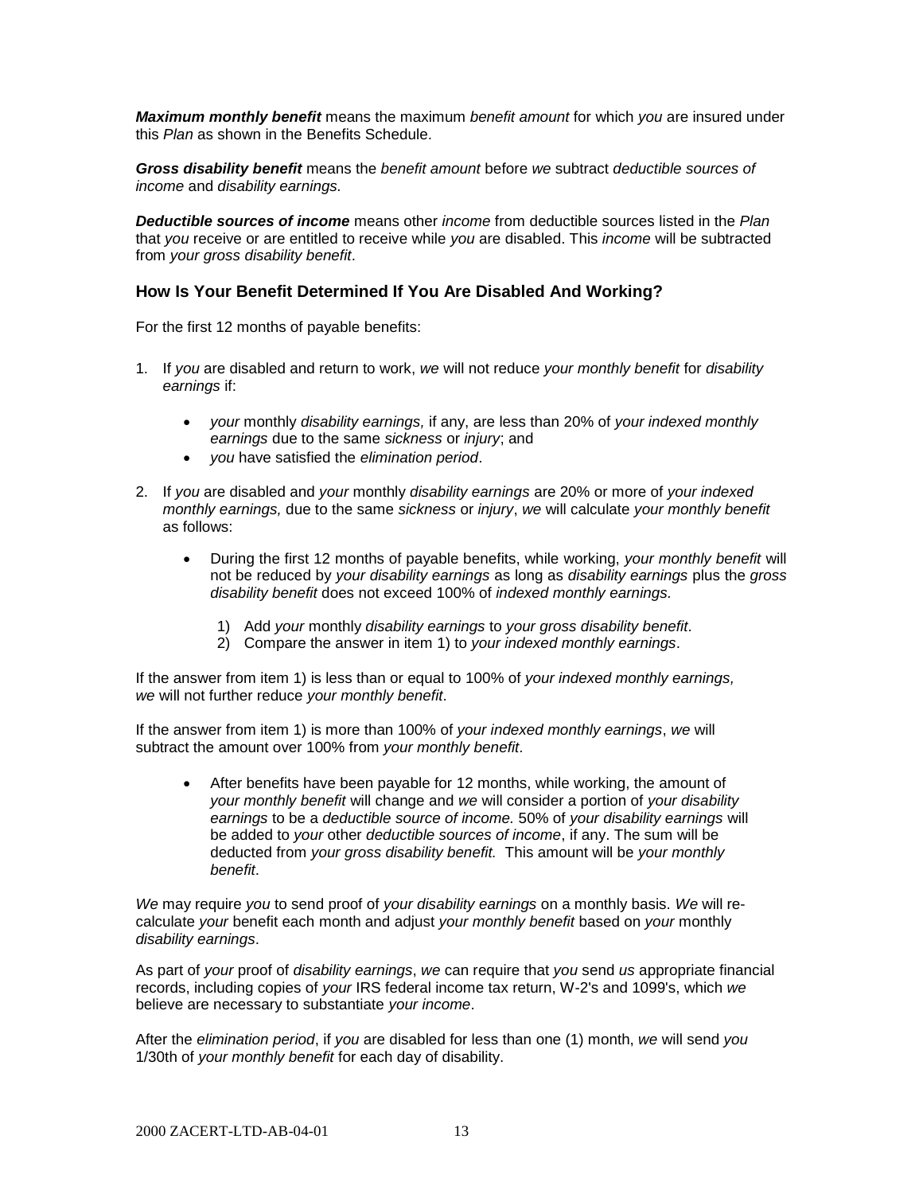***Maximum monthly benefit*** means the maximum *benefit amount* for which *you* are insured under this *Plan* as shown in the Benefits Schedule.

***Gross disability benefit*** means the *benefit amount* before *we* subtract *deductible sources of income* and *disability earnings.*

***Deductible sources of income*** means other *income* from deductible sources listed in the *Plan* that *you* receive or are entitled to receive while *you* are disabled. This *income* will be subtracted from *your gross disability benefit*.

### How Is Your Benefit Determined If You Are Disabled And Working?

For the first 12 months of payable benefits:

1. If *you* are disabled and return to work, *we* will not reduce *your monthly benefit* for *disability earnings* if:

    - *your* monthly *disability earnings,* if any, are less than 20% of *your indexed monthly earnings* due to the same *sickness* or *injury*; and
    - *you* have satisfied the *elimination period*.

2. If *you* are disabled and *your* monthly *disability earnings* are 20% or more of *your indexed monthly earnings,* due to the same *sickness* or *injury*, *we* will calculate *your monthly benefit* as follows:

    - During the first 12 months of payable benefits, while working, *your monthly benefit* will not be reduced by *your disability earnings* as long as *disability earnings* plus the *gross disability benefit* does not exceed 100% of *indexed monthly earnings.*

        1) Add *your* monthly *disability earnings* to *your gross disability benefit*.
        2) Compare the answer in item 1) to *your indexed monthly earnings*.

If the answer from item 1) is less than or equal to 100% of *your indexed monthly earnings, we* will not further reduce *your monthly benefit*.

If the answer from item 1) is more than 100% of *your indexed monthly earnings*, *we* will subtract the amount over 100% from *your monthly benefit*.

- After benefits have been payable for 12 months, while working, the amount of *your monthly benefit* will change and *we* will consider a portion of *your disability earnings* to be a *deductible source of income.* 50% of *your disability earnings* will be added to *your* other *deductible sources of income*, if any. The sum will be deducted from *your gross disability benefit.* This amount will be *your monthly benefit*.

*We* may require *you* to send proof of *your disability earnings* on a monthly basis. *We* will re-calculate *your* benefit each month and adjust *your monthly benefit* based on *your* monthly *disability earnings*.

As part of *your* proof of *disability earnings*, *we* can require that *you* send *us* appropriate financial records, including copies of *your* IRS federal income tax return, W-2's and 1099's, which *we* believe are necessary to substantiate *your income*.

After the *elimination period*, if *you* are disabled for less than one (1) month, *we* will send *you* 1/30th of *your monthly benefit* for each day of disability.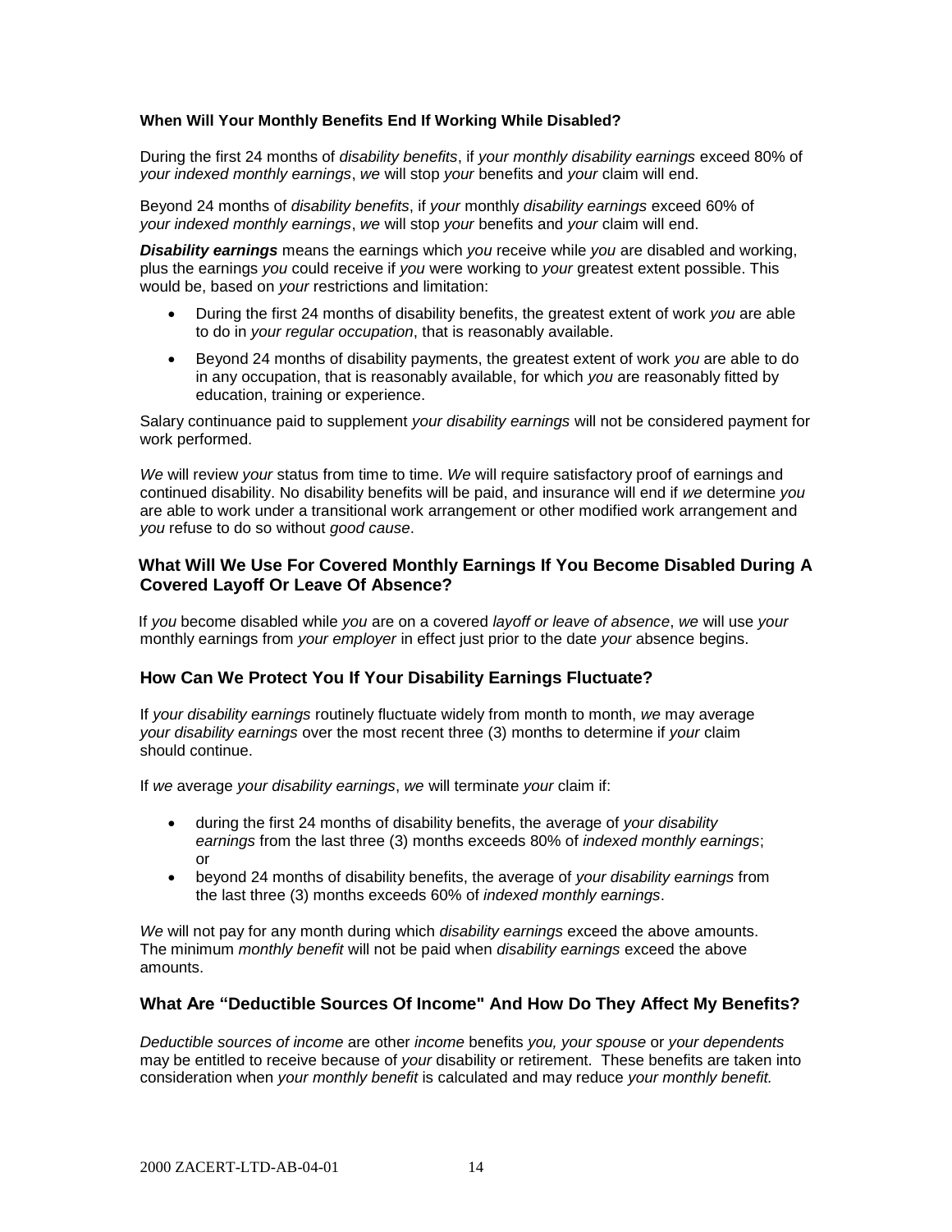**When Will Your Monthly Benefits End If Working While Disabled?**

During the first 24 months of *disability benefits*, if *your monthly disability earnings* exceed 80% of *your indexed monthly earnings*, *we* will stop *your* benefits and *your* claim will end.

Beyond 24 months of *disability benefits*, if *your* monthly *disability earnings* exceed 60% of *your indexed monthly earnings*, *we* will stop *your* benefits and *your* claim will end.

***Disability earnings*** means the earnings which *you* receive while *you* are disabled and working, plus the earnings *you* could receive if *you* were working to *your* greatest extent possible. This would be, based on *your* restrictions and limitation:

- During the first 24 months of disability benefits, the greatest extent of work *you* are able to do in *your regular occupation*, that is reasonably available.
- Beyond 24 months of disability payments, the greatest extent of work *you* are able to do in any occupation, that is reasonably available, for which *you* are reasonably fitted by education, training or experience.

Salary continuance paid to supplement *your disability earnings* will not be considered payment for work performed.

*We* will review *your* status from time to time. *We* will require satisfactory proof of earnings and continued disability. No disability benefits will be paid, and insurance will end if *we* determine *you* are able to work under a transitional work arrangement or other modified work arrangement and *you* refuse to do so without *good cause*.

## What Will We Use For Covered Monthly Earnings If You Become Disabled During A Covered Layoff Or Leave Of Absence?

If *you* become disabled while *you* are on a covered *layoff or leave of absence*, *we* will use *your* monthly earnings from *your employer* in effect just prior to the date *your* absence begins.

## How Can We Protect You If Your Disability Earnings Fluctuate?

If *your disability earnings* routinely fluctuate widely from month to month, *we* may average *your disability earnings* over the most recent three (3) months to determine if *your* claim should continue.

If *we* average *your disability earnings*, *we* will terminate *your* claim if:

- during the first 24 months of disability benefits, the average of *your disability earnings* from the last three (3) months exceeds 80% of *indexed monthly earnings*; or
- beyond 24 months of disability benefits, the average of *your disability earnings* from the last three (3) months exceeds 60% of *indexed monthly earnings*.

*We* will not pay for any month during which *disability earnings* exceed the above amounts. The minimum *monthly benefit* will not be paid when *disability earnings* exceed the above amounts.

## What Are "Deductible Sources Of Income" And How Do They Affect My Benefits?

*Deductible sources of income* are other *income* benefits *you, your spouse* or *your dependents* may be entitled to receive because of *your* disability or retirement. These benefits are taken into consideration when *your monthly benefit* is calculated and may reduce *your monthly benefit.*

2000 ZACERT-LTD-AB-04-01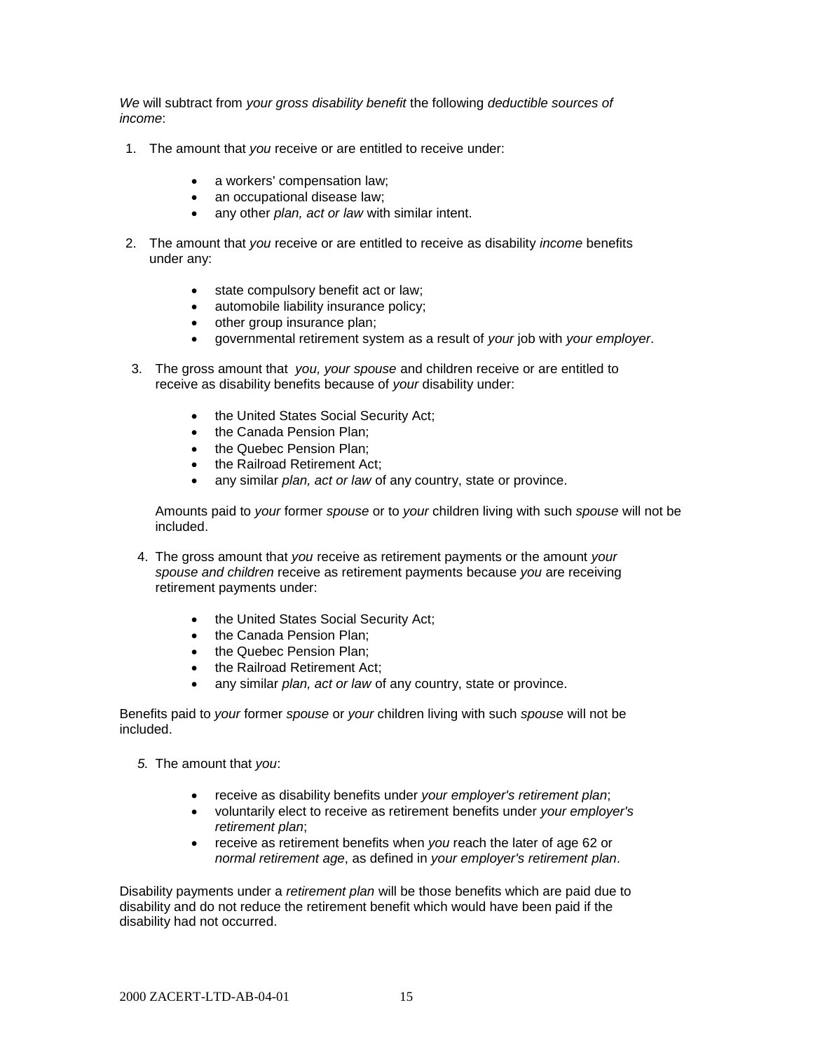*We* will subtract from *your gross disability benefit* the following *deductible sources of income*:

1. The amount that *you* receive or are entitled to receive under:

   - a workers' compensation law;
   - an occupational disease law;
   - any other *plan, act or law* with similar intent.

2. The amount that *you* receive or are entitled to receive as disability *income* benefits under any:

   - state compulsory benefit act or law;
   - automobile liability insurance policy;
   - other group insurance plan;
   - governmental retirement system as a result of *your* job with *your employer*.

3. The gross amount that *you, your spouse* and children receive or are entitled to receive as disability benefits because of *your* disability under:

   - the United States Social Security Act;
   - the Canada Pension Plan;
   - the Quebec Pension Plan;
   - the Railroad Retirement Act;
   - any similar *plan, act or law* of any country, state or province.

   Amounts paid to *your* former *spouse* or to *your* children living with such *spouse* will not be included.

4. The gross amount that *you* receive as retirement payments or the amount *your spouse and children* receive as retirement payments because *you* are receiving retirement payments under:

   - the United States Social Security Act;
   - the Canada Pension Plan;
   - the Quebec Pension Plan;
   - the Railroad Retirement Act;
   - any similar *plan, act or law* of any country, state or province.

Benefits paid to *your* former *spouse* or *your* children living with such *spouse* will not be included.

5. The amount that *you*:

   - receive as disability benefits under *your employer's retirement plan*;
   - voluntarily elect to receive as retirement benefits under *your employer's retirement plan*;
   - receive as retirement benefits when *you* reach the later of age 62 or *normal retirement age*, as defined in *your employer's retirement plan*.

Disability payments under a *retirement plan* will be those benefits which are paid due to disability and do not reduce the retirement benefit which would have been paid if the disability had not occurred.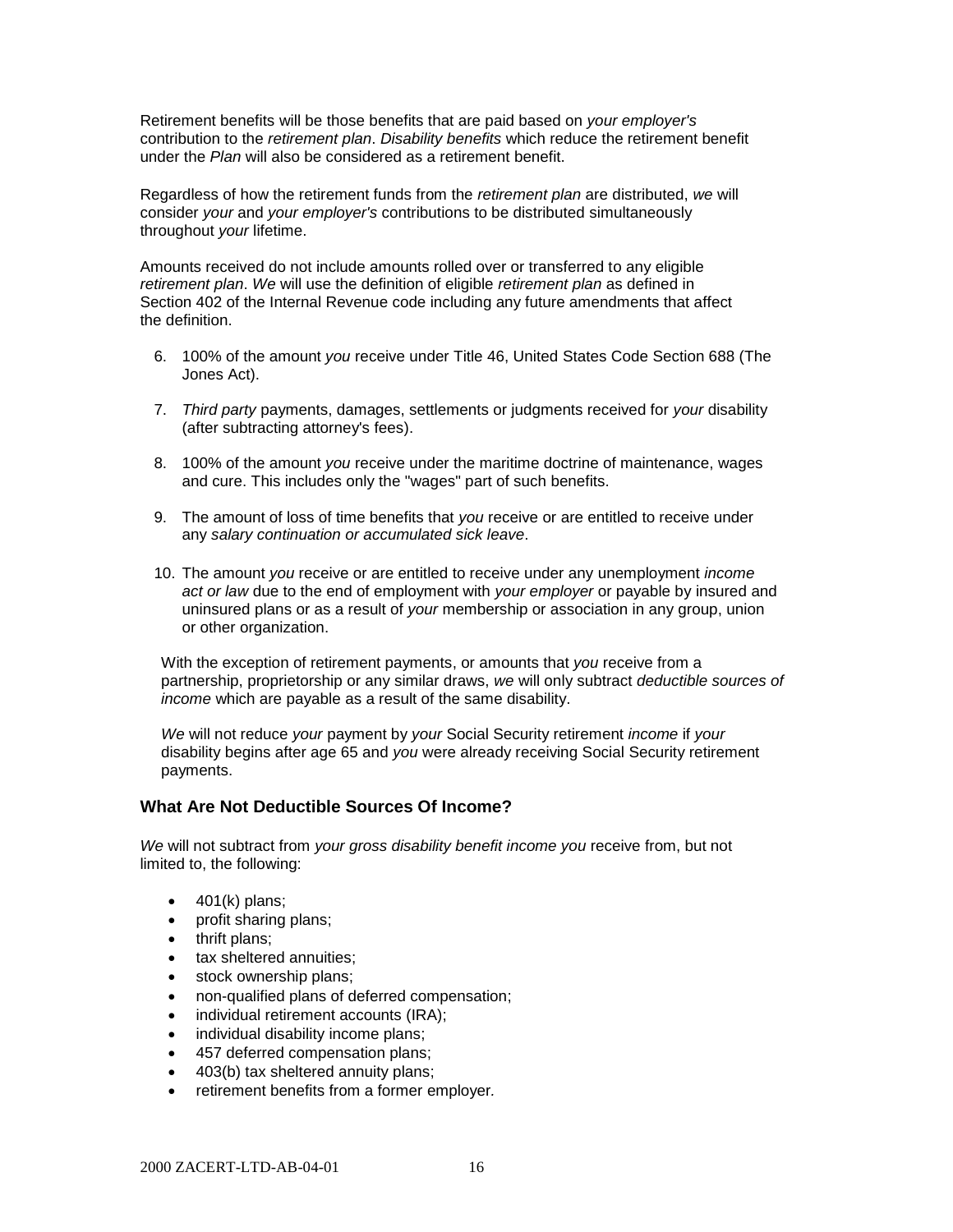Retirement benefits will be those benefits that are paid based on *your employer's* contribution to the *retirement plan*. *Disability benefits* which reduce the retirement benefit under the *Plan* will also be considered as a retirement benefit.

Regardless of how the retirement funds from the *retirement plan* are distributed, *we* will consider *your* and *your employer's* contributions to be distributed simultaneously throughout *your* lifetime.

Amounts received do not include amounts rolled over or transferred to any eligible *retirement plan*. *We* will use the definition of eligible *retirement plan* as defined in Section 402 of the Internal Revenue code including any future amendments that affect the definition.

6. 100% of the amount *you* receive under Title 46, United States Code Section 688 (The Jones Act).
7. *Third party* payments, damages, settlements or judgments received for *your* disability (after subtracting attorney's fees).
8. 100% of the amount *you* receive under the maritime doctrine of maintenance, wages and cure. This includes only the "wages" part of such benefits.
9. The amount of loss of time benefits that *you* receive or are entitled to receive under any *salary continuation or accumulated sick leave*.
10. The amount *you* receive or are entitled to receive under any unemployment *income act or law* due to the end of employment with *your employer* or payable by insured and uninsured plans or as a result of *your* membership or association in any group, union or other organization.

With the exception of retirement payments, or amounts that *you* receive from a partnership, proprietorship or any similar draws, *we* will only subtract *deductible sources of income* which are payable as a result of the same disability.

*We* will not reduce *your* payment by *your* Social Security retirement *income* if *your* disability begins after age 65 and *you* were already receiving Social Security retirement payments.

### What Are Not Deductible Sources Of Income?

*We* will not subtract from *your gross disability benefit income you* receive from, but not limited to, the following:

- 401(k) plans;
- profit sharing plans;
- thrift plans;
- tax sheltered annuities;
- stock ownership plans;
- non-qualified plans of deferred compensation;
- individual retirement accounts (IRA);
- individual disability income plans;
- 457 deferred compensation plans;
- 403(b) tax sheltered annuity plans;
- retirement benefits from a former employer.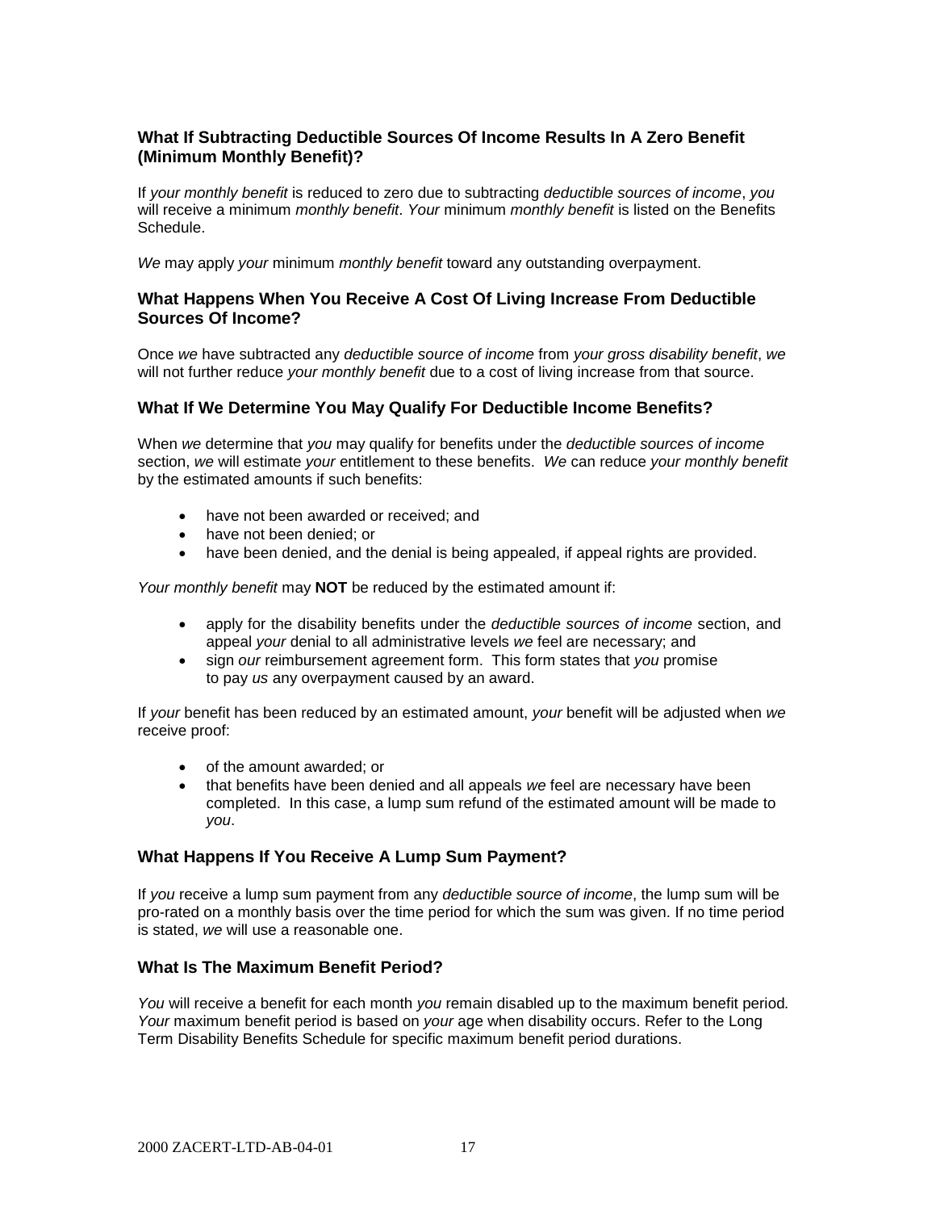### What If Subtracting Deductible Sources Of Income Results In A Zero Benefit (Minimum Monthly Benefit)?

If *your monthly benefit* is reduced to zero due to subtracting *deductible sources of income*, *you* will receive a minimum *monthly benefit*. *Your* minimum *monthly benefit* is listed on the Benefits Schedule.

*We* may apply *your* minimum *monthly benefit* toward any outstanding overpayment.

### What Happens When You Receive A Cost Of Living Increase From Deductible Sources Of Income?

Once *we* have subtracted any *deductible source of income* from *your gross disability benefit*, *we* will not further reduce *your monthly benefit* due to a cost of living increase from that source.

### What If We Determine You May Qualify For Deductible Income Benefits?

When *we* determine that *you* may qualify for benefits under the *deductible sources of income* section, *we* will estimate *your* entitlement to these benefits. *We* can reduce *your monthly benefit* by the estimated amounts if such benefits:

- have not been awarded or received; and
- have not been denied; or
- have been denied, and the denial is being appealed, if appeal rights are provided.

*Your monthly benefit* may **NOT** be reduced by the estimated amount if:

- apply for the disability benefits under the *deductible sources of income* section, and appeal *your* denial to all administrative levels *we* feel are necessary; and
- sign *our* reimbursement agreement form. This form states that *you* promise to pay *us* any overpayment caused by an award.

If *your* benefit has been reduced by an estimated amount, *your* benefit will be adjusted when *we* receive proof:

- of the amount awarded; or
- that benefits have been denied and all appeals *we* feel are necessary have been completed. In this case, a lump sum refund of the estimated amount will be made to *you*.

### What Happens If You Receive A Lump Sum Payment?

If *you* receive a lump sum payment from any *deductible source of income*, the lump sum will be pro-rated on a monthly basis over the time period for which the sum was given. If no time period is stated, *we* will use a reasonable one.

### What Is The Maximum Benefit Period?

*You* will receive a benefit for each month *you* remain disabled up to the maximum benefit period. *Your* maximum benefit period is based on *your* age when disability occurs. Refer to the Long Term Disability Benefits Schedule for specific maximum benefit period durations.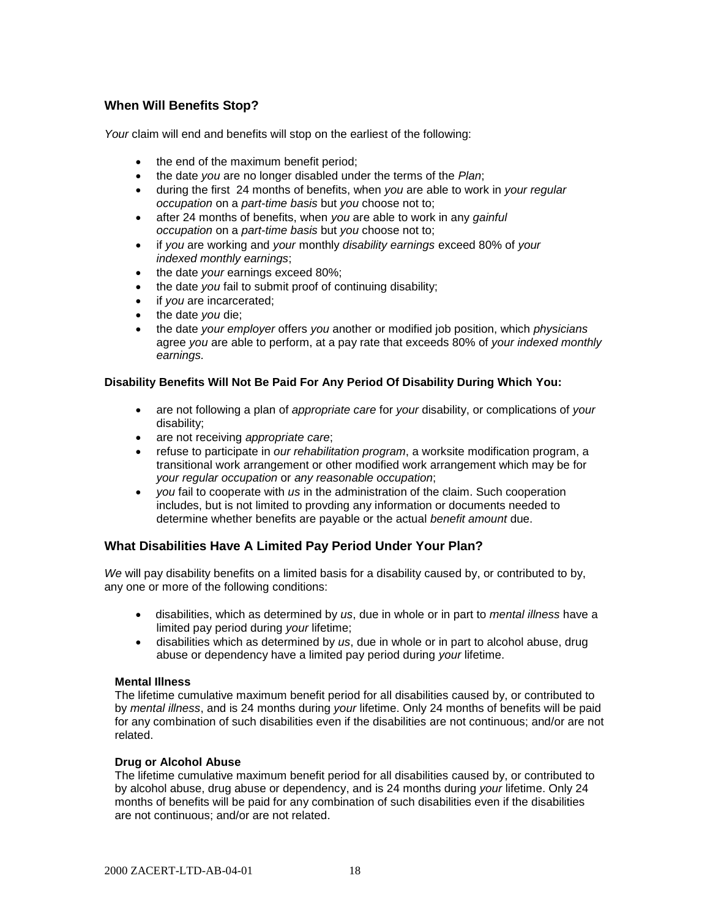## When Will Benefits Stop?

*Your* claim will end and benefits will stop on the earliest of the following:

- the end of the maximum benefit period;
- the date *you* are no longer disabled under the terms of the *Plan*;
- during the first 24 months of benefits, when *you* are able to work in *your regular occupation* on a *part-time basis* but *you* choose not to;
- after 24 months of benefits, when *you* are able to work in any *gainful occupation* on a *part-time basis* but *you* choose not to;
- if *you* are working and *your* monthly *disability earnings* exceed 80% of *your indexed monthly earnings*;
- the date *your* earnings exceed 80%;
- the date *you* fail to submit proof of continuing disability;
- if *you* are incarcerated;
- the date *you* die;
- the date *your employer* offers *you* another or modified job position, which *physicians* agree *you* are able to perform, at a pay rate that exceeds 80% of *your indexed monthly earnings.*

**Disability Benefits Will Not Be Paid For Any Period Of Disability During Which You:**

- are not following a plan of *appropriate care* for *your* disability, or complications of *your* disability;
- are not receiving *appropriate care*;
- refuse to participate in *our rehabilitation program*, a worksite modification program, a transitional work arrangement or other modified work arrangement which may be for *your regular occupation* or *any reasonable occupation*;
- *you* fail to cooperate with *us* in the administration of the claim. Such cooperation includes, but is not limited to provding any information or documents needed to determine whether benefits are payable or the actual *benefit amount* due.

## What Disabilities Have A Limited Pay Period Under Your Plan?

*We* will pay disability benefits on a limited basis for a disability caused by, or contributed to by, any one or more of the following conditions:

- disabilities, which as determined by *us*, due in whole or in part to *mental illness* have a limited pay period during *your* lifetime;
- disabilities which as determined by *us*, due in whole or in part to alcohol abuse, drug abuse or dependency have a limited pay period during *your* lifetime.

**Mental Illness**

The lifetime cumulative maximum benefit period for all disabilities caused by, or contributed to by *mental illness*, and is 24 months during *your* lifetime. Only 24 months of benefits will be paid for any combination of such disabilities even if the disabilities are not continuous; and/or are not related.

**Drug or Alcohol Abuse**

The lifetime cumulative maximum benefit period for all disabilities caused by, or contributed to by alcohol abuse, drug abuse or dependency, and is 24 months during *your* lifetime. Only 24 months of benefits will be paid for any combination of such disabilities even if the disabilities are not continuous; and/or are not related.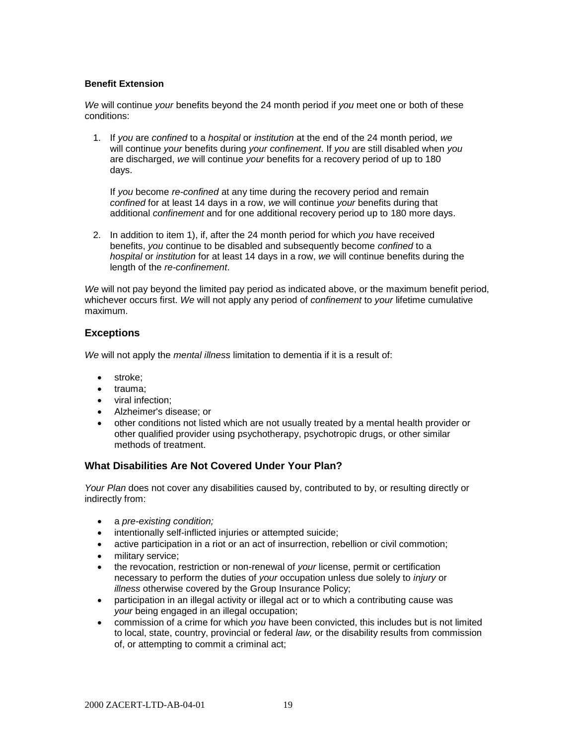### Benefit Extension

*We* will continue *your* benefits beyond the 24 month period if *you* meet one or both of these conditions:

1. If *you* are *confined* to a *hospital* or *institution* at the end of the 24 month period, *we* will continue *your* benefits during *your confinement*. If *you* are still disabled when *you* are discharged, *we* will continue *your* benefits for a recovery period of up to 180 days.

   If *you* become *re-confined* at any time during the recovery period and remain *confined* for at least 14 days in a row, *we* will continue *your* benefits during that additional *confinement* and for one additional recovery period up to 180 more days.

2. In addition to item 1), if, after the 24 month period for which *you* have received benefits, *you* continue to be disabled and subsequently become *confined* to a *hospital* or *institution* for at least 14 days in a row, *we* will continue benefits during the length of the *re-confinement*.

*We* will not pay beyond the limited pay period as indicated above, or the maximum benefit period, whichever occurs first. *We* will not apply any period of *confinement* to *your* lifetime cumulative maximum.

## Exceptions

*We* will not apply the *mental illness* limitation to dementia if it is a result of:

- stroke;
- trauma;
- viral infection;
- Alzheimer's disease; or
- other conditions not listed which are not usually treated by a mental health provider or other qualified provider using psychotherapy, psychotropic drugs, or other similar methods of treatment.

## What Disabilities Are Not Covered Under Your Plan?

*Your Plan* does not cover any disabilities caused by, contributed to by, or resulting directly or indirectly from:

- a *pre-existing condition;*
- intentionally self-inflicted injuries or attempted suicide;
- active participation in a riot or an act of insurrection, rebellion or civil commotion;
- military service;
- the revocation, restriction or non-renewal of *your* license, permit or certification necessary to perform the duties of *your* occupation unless due solely to *injury* or *illness* otherwise covered by the Group Insurance Policy;
- participation in an illegal activity or illegal act or to which a contributing cause was *your* being engaged in an illegal occupation;
- commission of a crime for which *you* have been convicted, this includes but is not limited to local, state, country, provincial or federal *law,* or the disability results from commission of, or attempting to commit a criminal act;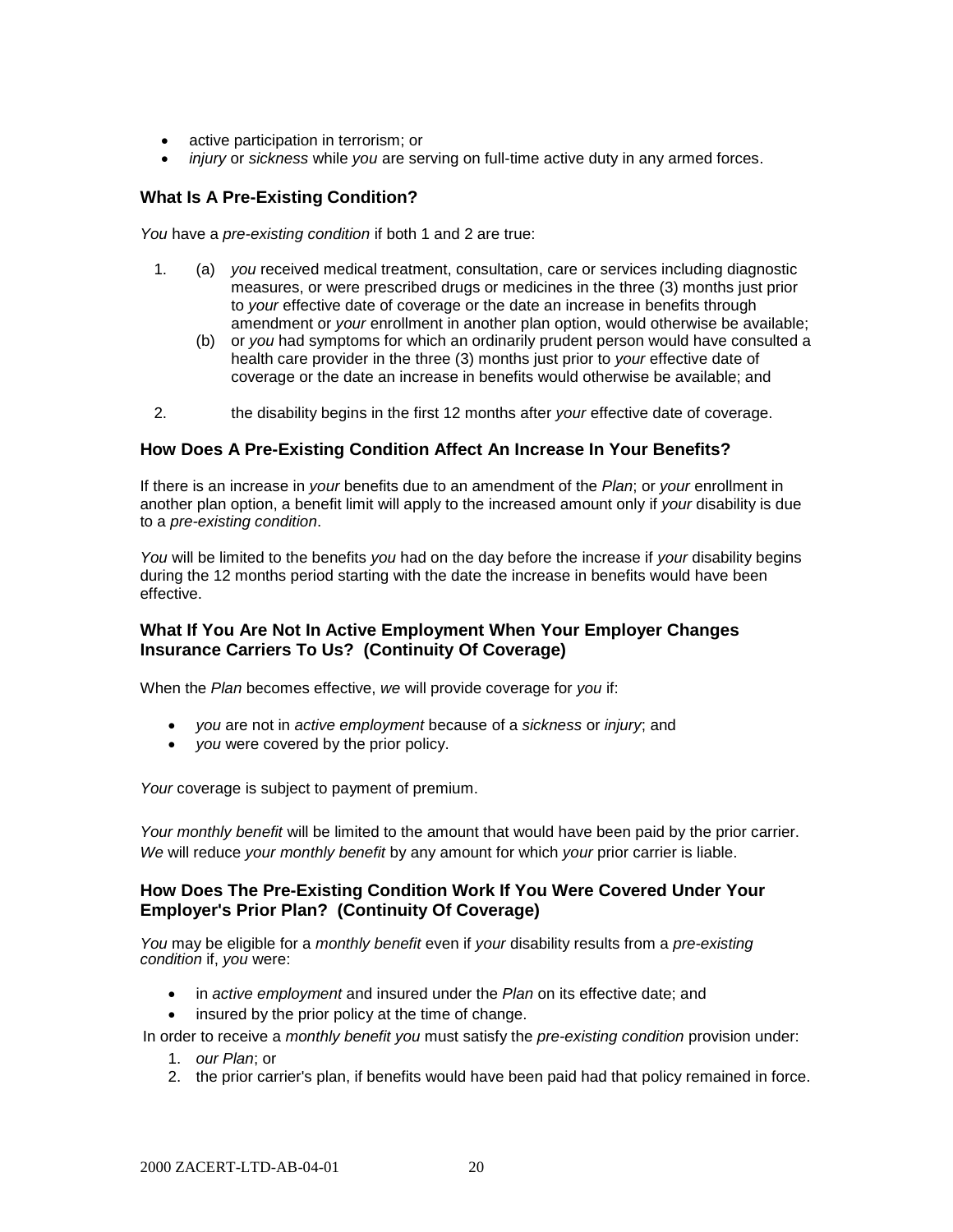- active participation in terrorism; or
- *injury* or *sickness* while *you* are serving on full-time active duty in any armed forces.

### What Is A Pre-Existing Condition?

*You* have a *pre-existing condition* if both 1 and 2 are true:

1. (a) *you* received medical treatment, consultation, care or services including diagnostic measures, or were prescribed drugs or medicines in the three (3) months just prior to *your* effective date of coverage or the date an increase in benefits through amendment or *your* enrollment in another plan option, would otherwise be available;
   (b) or *you* had symptoms for which an ordinarily prudent person would have consulted a health care provider in the three (3) months just prior to *your* effective date of coverage or the date an increase in benefits would otherwise be available; and

2. the disability begins in the first 12 months after *your* effective date of coverage.

### How Does A Pre-Existing Condition Affect An Increase In Your Benefits?

If there is an increase in *your* benefits due to an amendment of the *Plan*; or *your* enrollment in another plan option, a benefit limit will apply to the increased amount only if *your* disability is due to a *pre-existing condition*.

*You* will be limited to the benefits *you* had on the day before the increase if *your* disability begins during the 12 months period starting with the date the increase in benefits would have been effective.

### What If You Are Not In Active Employment When Your Employer Changes Insurance Carriers To Us? (Continuity Of Coverage)

When the *Plan* becomes effective, *we* will provide coverage for *you* if:

- *you* are not in *active employment* because of a *sickness* or *injury*; and
- *you* were covered by the prior policy.

*Your* coverage is subject to payment of premium.

*Your monthly benefit* will be limited to the amount that would have been paid by the prior carrier. *We* will reduce *your monthly benefit* by any amount for which *your* prior carrier is liable.

### How Does The Pre-Existing Condition Work If You Were Covered Under Your Employer's Prior Plan? (Continuity Of Coverage)

*You* may be eligible for a *monthly benefit* even if *your* disability results from a *pre-existing condition* if, *you* were:

- in *active employment* and insured under the *Plan* on its effective date; and
- insured by the prior policy at the time of change.

In order to receive a *monthly benefit you* must satisfy the *pre-existing condition* provision under:

1. *our Plan*; or
2. the prior carrier's plan, if benefits would have been paid had that policy remained in force.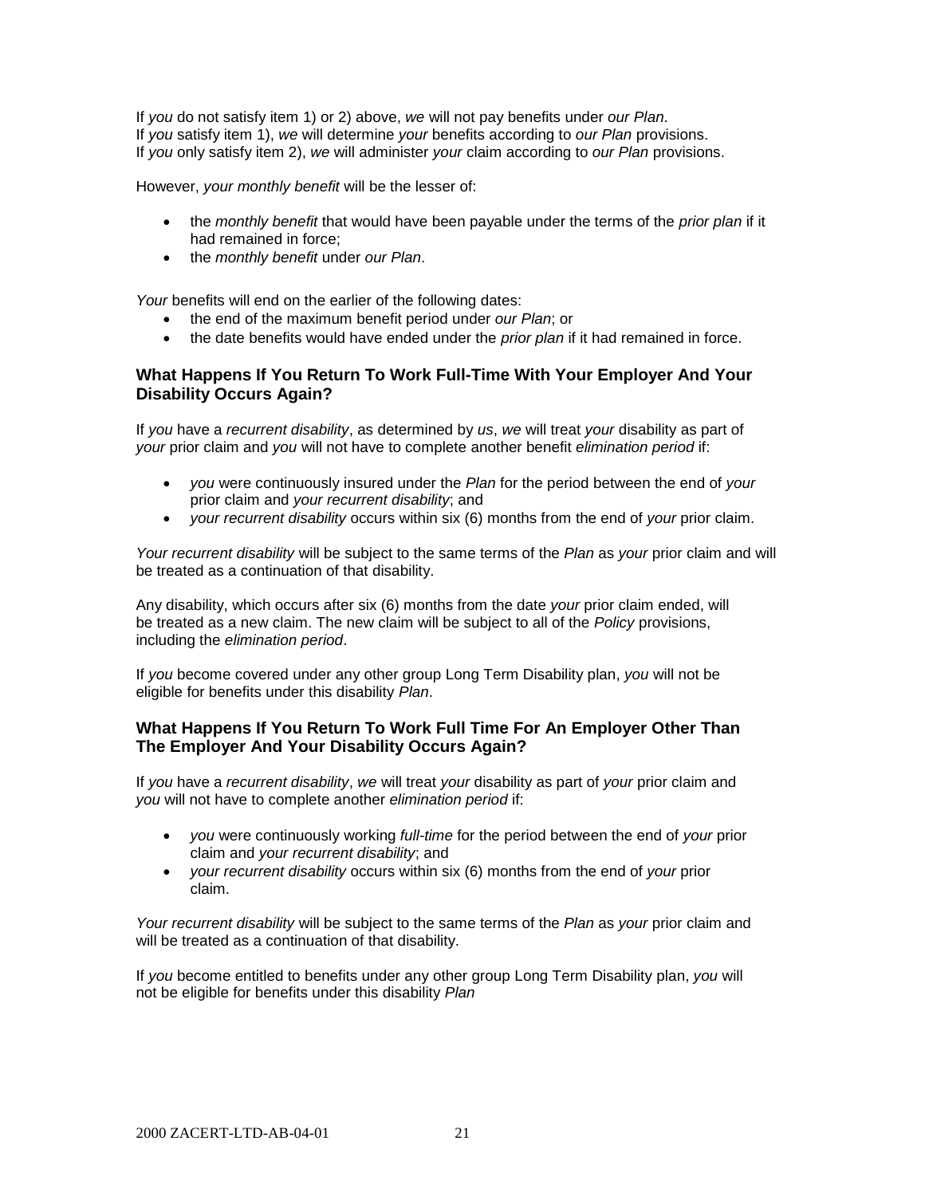If *you* do not satisfy item 1) or 2) above, *we* will not pay benefits under *our Plan*.
If *you* satisfy item 1), *we* will determine *your* benefits according to *our Plan* provisions.
If *you* only satisfy item 2), *we* will administer *your* claim according to *our Plan* provisions.

However, *your monthly benefit* will be the lesser of:

- the *monthly benefit* that would have been payable under the terms of the *prior plan* if it had remained in force;
- the *monthly benefit* under *our Plan*.

*Your* benefits will end on the earlier of the following dates:

- the end of the maximum benefit period under *our Plan*; or
- the date benefits would have ended under the *prior plan* if it had remained in force.

### What Happens If You Return To Work Full-Time With Your Employer And Your Disability Occurs Again?

If *you* have a *recurrent disability*, as determined by *us*, *we* will treat *your* disability as part of *your* prior claim and *you* will not have to complete another benefit *elimination period* if:

- *you* were continuously insured under the *Plan* for the period between the end of *your* prior claim and *your recurrent disability*; and
- *your recurrent disability* occurs within six (6) months from the end of *your* prior claim.

*Your recurrent disability* will be subject to the same terms of the *Plan* as *your* prior claim and will be treated as a continuation of that disability.

Any disability, which occurs after six (6) months from the date *your* prior claim ended, will be treated as a new claim. The new claim will be subject to all of the *Policy* provisions, including the *elimination period*.

If *you* become covered under any other group Long Term Disability plan, *you* will not be eligible for benefits under this disability *Plan*.

### What Happens If You Return To Work Full Time For An Employer Other Than The Employer And Your Disability Occurs Again?

If *you* have a *recurrent disability*, *we* will treat *your* disability as part of *your* prior claim and *you* will not have to complete another *elimination period* if:

- *you* were continuously working *full-time* for the period between the end of *your* prior claim and *your recurrent disability*; and
- *your recurrent disability* occurs within six (6) months from the end of *your* prior claim.

*Your recurrent disability* will be subject to the same terms of the *Plan* as *your* prior claim and will be treated as a continuation of that disability.

If *you* become entitled to benefits under any other group Long Term Disability plan, *you* will not be eligible for benefits under this disability *Plan*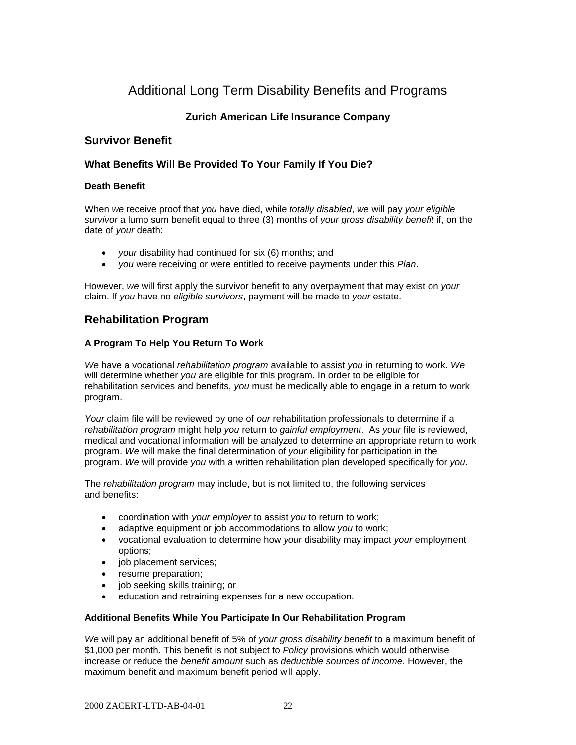# Additional Long Term Disability Benefits and Programs

### Zurich American Life Insurance Company

## Survivor Benefit

### What Benefits Will Be Provided To Your Family If You Die?

#### Death Benefit

When *we* receive proof that *you* have died, while *totally disabled*, *we* will pay *your eligible survivor* a lump sum benefit equal to three (3) months of *your gross disability benefit* if, on the date of *your* death:

- *your* disability had continued for six (6) months; and
- *you* were receiving or were entitled to receive payments under this *Plan*.

However, *we* will first apply the survivor benefit to any overpayment that may exist on *your* claim. If *you* have no *eligible survivors*, payment will be made to *your* estate.

## Rehabilitation Program

#### A Program To Help You Return To Work

*We* have a vocational *rehabilitation program* available to assist *you* in returning to work. *We* will determine whether *you* are eligible for this program. In order to be eligible for rehabilitation services and benefits, *you* must be medically able to engage in a return to work program.

*Your* claim file will be reviewed by one of *our* rehabilitation professionals to determine if a *rehabilitation program* might help *you* return to *gainful employment*. As *your* file is reviewed, medical and vocational information will be analyzed to determine an appropriate return to work program. *We* will make the final determination of *your* eligibility for participation in the program. *We* will provide *you* with a written rehabilitation plan developed specifically for *you*.

The *rehabilitation program* may include, but is not limited to, the following services and benefits:

- coordination with *your employer* to assist *you* to return to work;
- adaptive equipment or job accommodations to allow *you* to work;
- vocational evaluation to determine how *your* disability may impact *your* employment options;
- job placement services;
- resume preparation;
- job seeking skills training; or
- education and retraining expenses for a new occupation.

#### Additional Benefits While You Participate In Our Rehabilitation Program

*We* will pay an additional benefit of 5% of *your gross disability benefit* to a maximum benefit of $1,000 per month. This benefit is not subject to *Policy* provisions which would otherwise increase or reduce the *benefit amount* such as *deductible sources of income*. However, the maximum benefit and maximum benefit period will apply.

2000 ZACERT-LTD-AB-04-01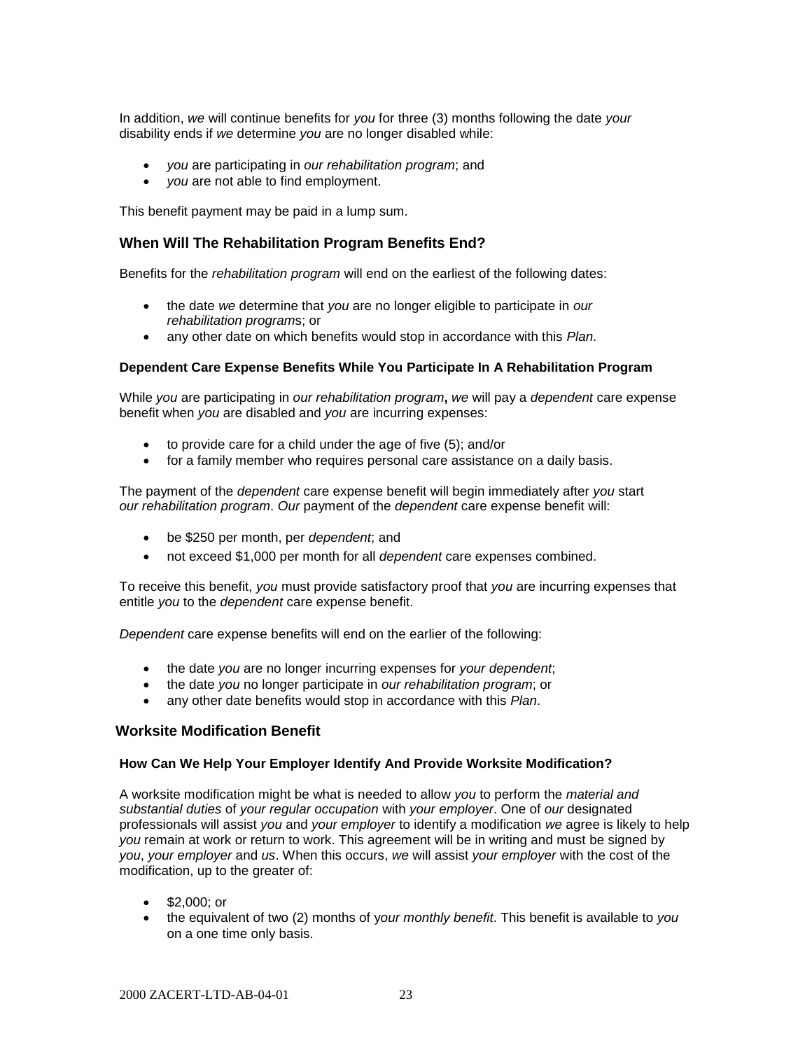In addition, *we* will continue benefits for *you* for three (3) months following the date *your* disability ends if *we* determine *you* are no longer disabled while:

- *you* are participating in *our rehabilitation program*; and
- *you* are not able to find employment.

This benefit payment may be paid in a lump sum.

## When Will The Rehabilitation Program Benefits End?

Benefits for the *rehabilitation program* will end on the earliest of the following dates:

- the date *we* determine that *you* are no longer eligible to participate in *our rehabilitation program*s; or
- any other date on which benefits would stop in accordance with this *Plan*.

### Dependent Care Expense Benefits While You Participate In A Rehabilitation Program

While *you* are participating in *our rehabilitation program***,** *we* will pay a *dependent* care expense benefit when *you* are disabled and *you* are incurring expenses:

- to provide care for a child under the age of five (5); and/or
- for a family member who requires personal care assistance on a daily basis.

The payment of the *dependent* care expense benefit will begin immediately after *you* start *our rehabilitation program*. *Our* payment of the *dependent* care expense benefit will:

- be $250 per month, per *dependent*; and
- not exceed $1,000 per month for all *dependent* care expenses combined.

To receive this benefit, *you* must provide satisfactory proof that *you* are incurring expenses that entitle *you* to the *dependent* care expense benefit.

*Dependent* care expense benefits will end on the earlier of the following:

- the date *you* are no longer incurring expenses for *your dependent*;
- the date *you* no longer participate in *our rehabilitation program*; or
- any other date benefits would stop in accordance with this *Plan*.

## Worksite Modification Benefit

### How Can We Help Your Employer Identify And Provide Worksite Modification?

A worksite modification might be what is needed to allow *you* to perform the *material and substantial duties* of *your regular occupation* with *your employer*. One of *our* designated professionals will assist *you* and *your employer* to identify a modification *we* agree is likely to help *you* remain at work or return to work. This agreement will be in writing and must be signed by *you*, *your employer* and *us*. When this occurs, *we* will assist *your employer* with the cost of the modification, up to the greater of:

- $2,000; or
- the equivalent of two (2) months of *your monthly benefit*. This benefit is available to *you* on a one time only basis.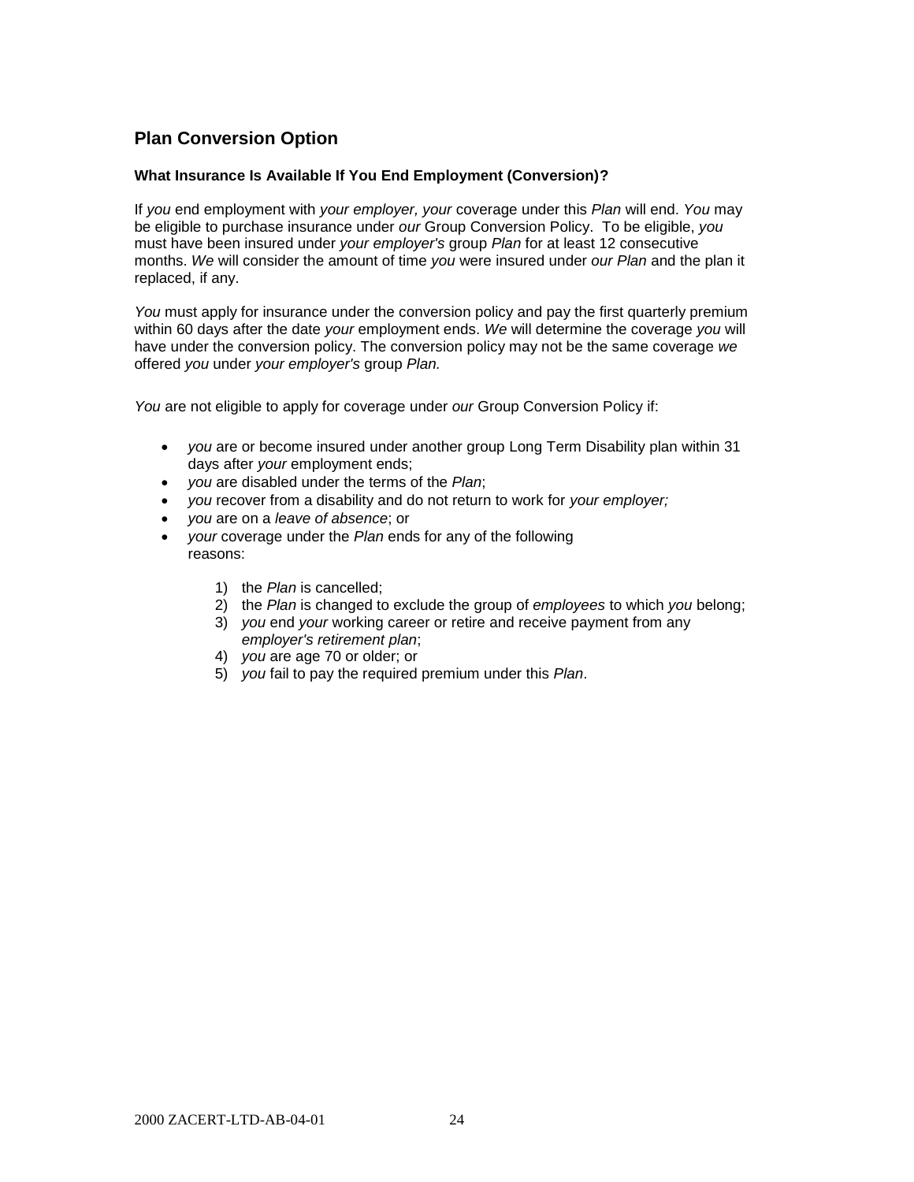## Plan Conversion Option

### What Insurance Is Available If You End Employment (Conversion)?

If *you* end employment with *your employer, your* coverage under this *Plan* will end. *You* may be eligible to purchase insurance under *our* Group Conversion Policy. To be eligible, *you* must have been insured under *your employer's* group *Plan* for at least 12 consecutive months. *We* will consider the amount of time *you* were insured under *our Plan* and the plan it replaced, if any.

*You* must apply for insurance under the conversion policy and pay the first quarterly premium within 60 days after the date *your* employment ends. *We* will determine the coverage *you* will have under the conversion policy. The conversion policy may not be the same coverage *we* offered *you* under *your employer's* group *Plan.*

*You* are not eligible to apply for coverage under *our* Group Conversion Policy if:

- *you* are or become insured under another group Long Term Disability plan within 31 days after *your* employment ends;
- *you* are disabled under the terms of the *Plan*;
- *you* recover from a disability and do not return to work for *your employer;*
- *you* are on a *leave of absence*; or
- *your* coverage under the *Plan* ends for any of the following reasons:

    1) the *Plan* is cancelled;
    2) the *Plan* is changed to exclude the group of *employees* to which *you* belong;
    3) *you* end *your* working career or retire and receive payment from any *employer's retirement plan*;
    4) *you* are age 70 or older; or
    5) *you* fail to pay the required premium under this *Plan*.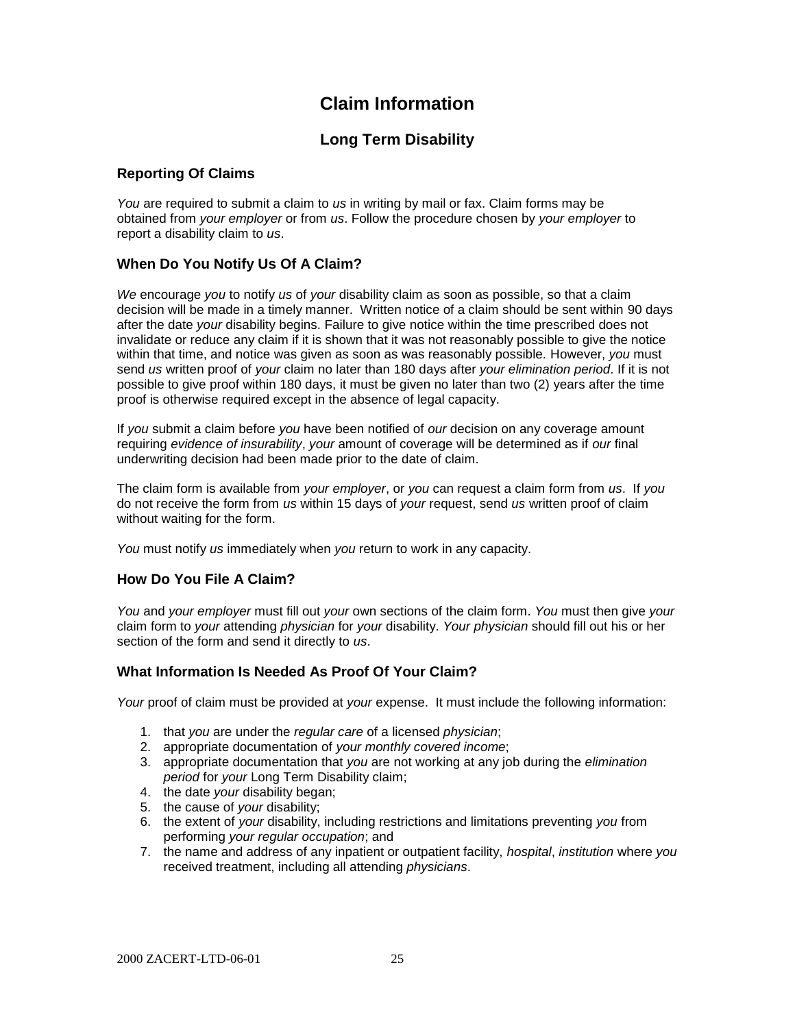# Claim Information

## Long Term Disability

### Reporting Of Claims

*You* are required to submit a claim to *us* in writing by mail or fax. Claim forms may be obtained from *your employer* or from *us*. Follow the procedure chosen by *your employer* to report a disability claim to *us*.

### When Do You Notify Us Of A Claim?

*We* encourage *you* to notify *us* of *your* disability claim as soon as possible, so that a claim decision will be made in a timely manner. Written notice of a claim should be sent within 90 days after the date *your* disability begins. Failure to give notice within the time prescribed does not invalidate or reduce any claim if it is shown that it was not reasonably possible to give the notice within that time, and notice was given as soon as was reasonably possible. However, *you* must send *us* written proof of *your* claim no later than 180 days after *your elimination period*. If it is not possible to give proof within 180 days, it must be given no later than two (2) years after the time proof is otherwise required except in the absence of legal capacity.

If *you* submit a claim before *you* have been notified of *our* decision on any coverage amount requiring *evidence of insurability*, *your* amount of coverage will be determined as if *our* final underwriting decision had been made prior to the date of claim.

The claim form is available from *your employer*, or *you* can request a claim form from *us*. If *you* do not receive the form from *us* within 15 days of *your* request, send *us* written proof of claim without waiting for the form.

*You* must notify *us* immediately when *you* return to work in any capacity.

### How Do You File A Claim?

*You* and *your employer* must fill out *your* own sections of the claim form. *You* must then give *your* claim form to *your* attending *physician* for *your* disability. *Your physician* should fill out his or her section of the form and send it directly to *us*.

### What Information Is Needed As Proof Of Your Claim?

*Your* proof of claim must be provided at *your* expense. It must include the following information:

1. that *you* are under the *regular care* of a licensed *physician*;
2. appropriate documentation of *your monthly covered income*;
3. appropriate documentation that *you* are not working at any job during the *elimination period* for *your* Long Term Disability claim;
4. the date *your* disability began;
5. the cause of *your* disability;
6. the extent of *your* disability, including restrictions and limitations preventing *you* from performing *your regular occupation*; and
7. the name and address of any inpatient or outpatient facility, *hospital*, *institution* where *you* received treatment, including all attending *physicians*.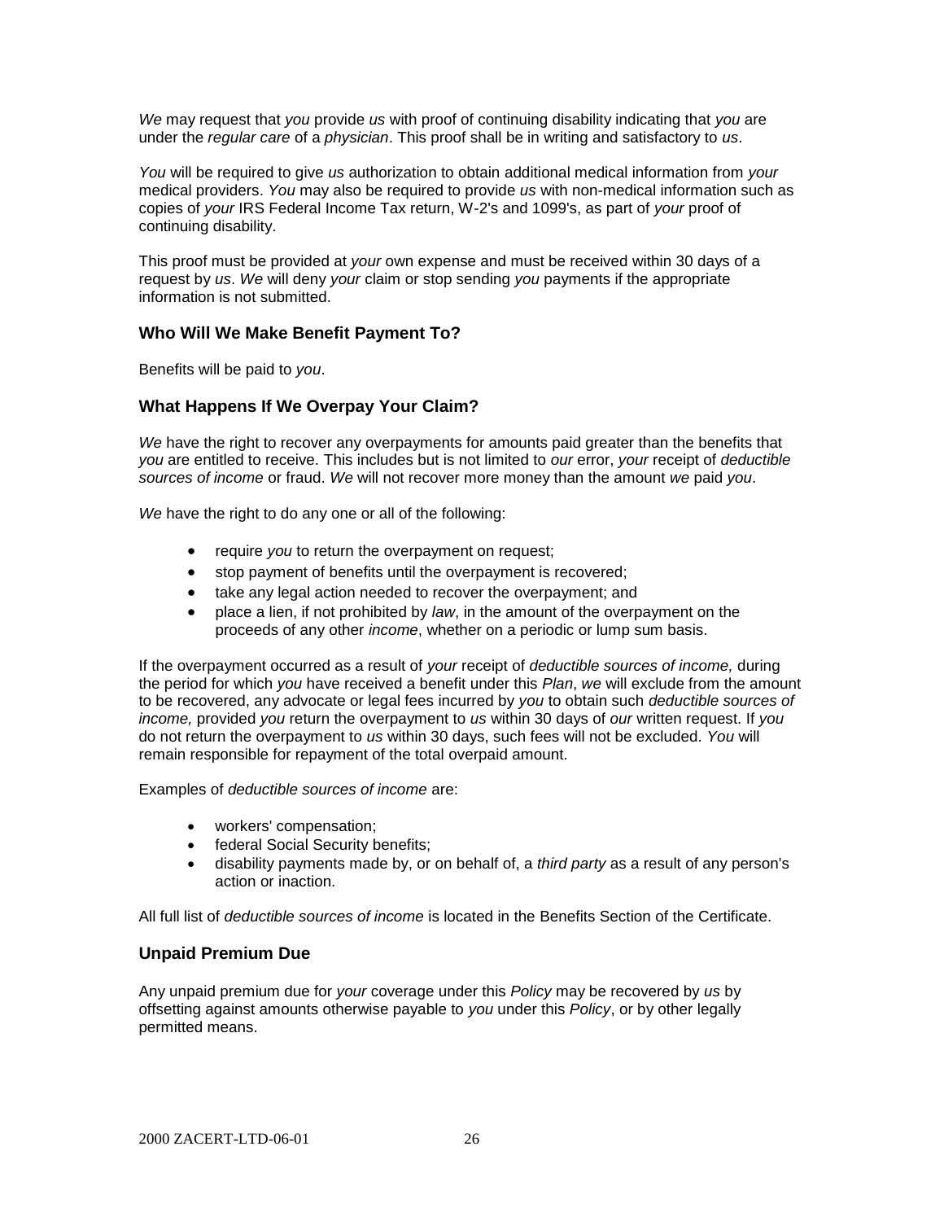*We* may request that *you* provide *us* with proof of continuing disability indicating that *you* are under the *regular care* of a *physician*. This proof shall be in writing and satisfactory to *us*.

*You* will be required to give *us* authorization to obtain additional medical information from *your* medical providers. *You* may also be required to provide *us* with non-medical information such as copies of *your* IRS Federal Income Tax return, W-2's and 1099's, as part of *your* proof of continuing disability.

This proof must be provided at *your* own expense and must be received within 30 days of a request by *us*. *We* will deny *your* claim or stop sending *you* payments if the appropriate information is not submitted.

### Who Will We Make Benefit Payment To?

Benefits will be paid to *you*.

### What Happens If We Overpay Your Claim?

*We* have the right to recover any overpayments for amounts paid greater than the benefits that *you* are entitled to receive. This includes but is not limited to *our* error, *your* receipt of *deductible sources of income* or fraud. *We* will not recover more money than the amount *we* paid *you*.

*We* have the right to do any one or all of the following:

- require *you* to return the overpayment on request;
- stop payment of benefits until the overpayment is recovered;
- take any legal action needed to recover the overpayment; and
- place a lien, if not prohibited by *law*, in the amount of the overpayment on the proceeds of any other *income*, whether on a periodic or lump sum basis.

If the overpayment occurred as a result of *your* receipt of *deductible sources of income,* during the period for which *you* have received a benefit under this *Plan*, *we* will exclude from the amount to be recovered, any advocate or legal fees incurred by *you* to obtain such *deductible sources of income,* provided *you* return the overpayment to *us* within 30 days of *our* written request. If *you* do not return the overpayment to *us* within 30 days, such fees will not be excluded. *You* will remain responsible for repayment of the total overpaid amount.

Examples of *deductible sources of income* are:

- workers' compensation;
- federal Social Security benefits;
- disability payments made by, or on behalf of, a *third party* as a result of any person's action or inaction.

All full list of *deductible sources of income* is located in the Benefits Section of the Certificate.

### Unpaid Premium Due

Any unpaid premium due for *your* coverage under this *Policy* may be recovered by *us* by offsetting against amounts otherwise payable to *you* under this *Policy*, or by other legally permitted means.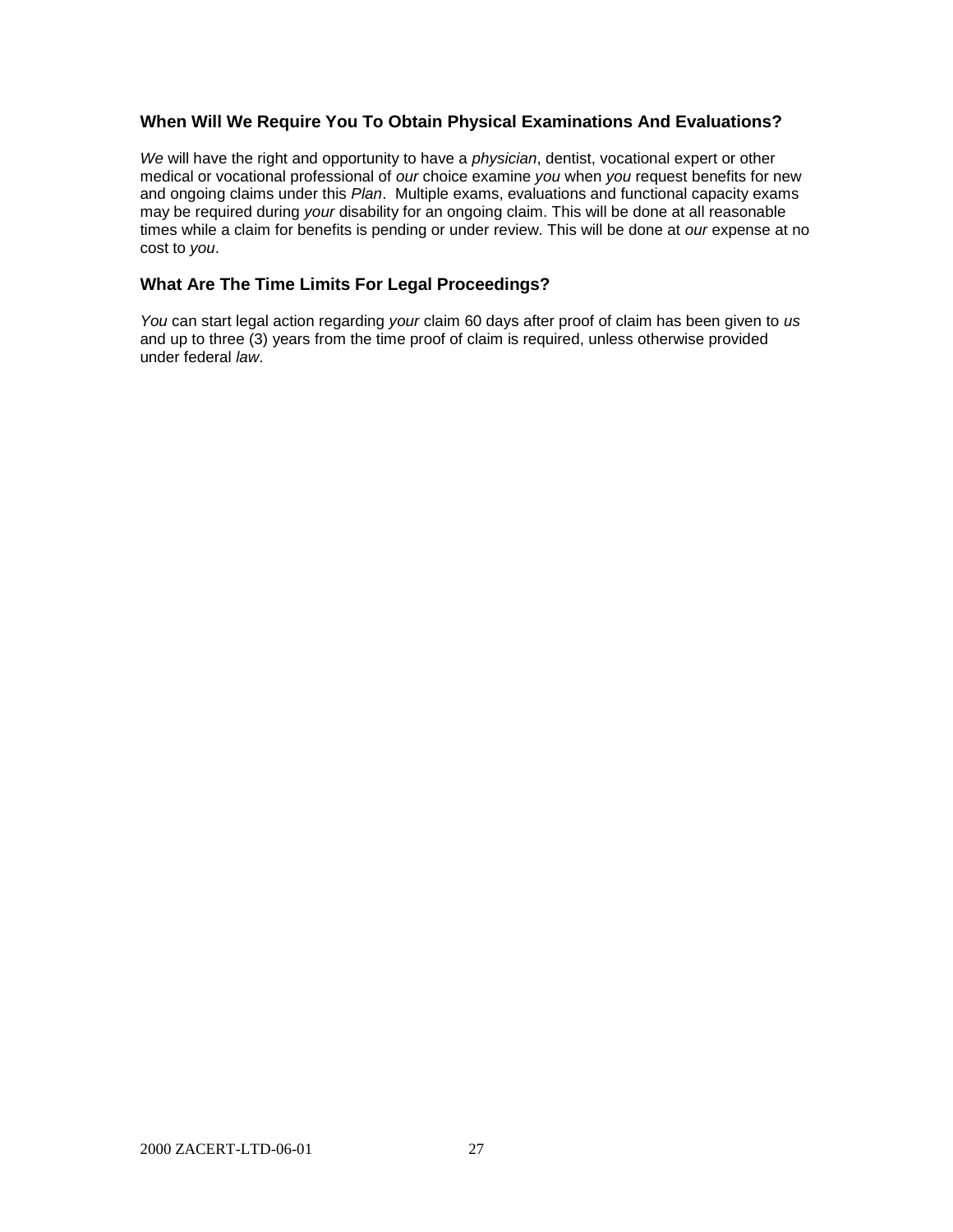### When Will We Require You To Obtain Physical Examinations And Evaluations?

*We* will have the right and opportunity to have a *physician*, dentist, vocational expert or other medical or vocational professional of *our* choice examine *you* when *you* request benefits for new and ongoing claims under this *Plan*. Multiple exams, evaluations and functional capacity exams may be required during *your* disability for an ongoing claim. This will be done at all reasonable times while a claim for benefits is pending or under review. This will be done at *our* expense at no cost to *you*.

### What Are The Time Limits For Legal Proceedings?

*You* can start legal action regarding *your* claim 60 days after proof of claim has been given to *us* and up to three (3) years from the time proof of claim is required, unless otherwise provided under federal *law*.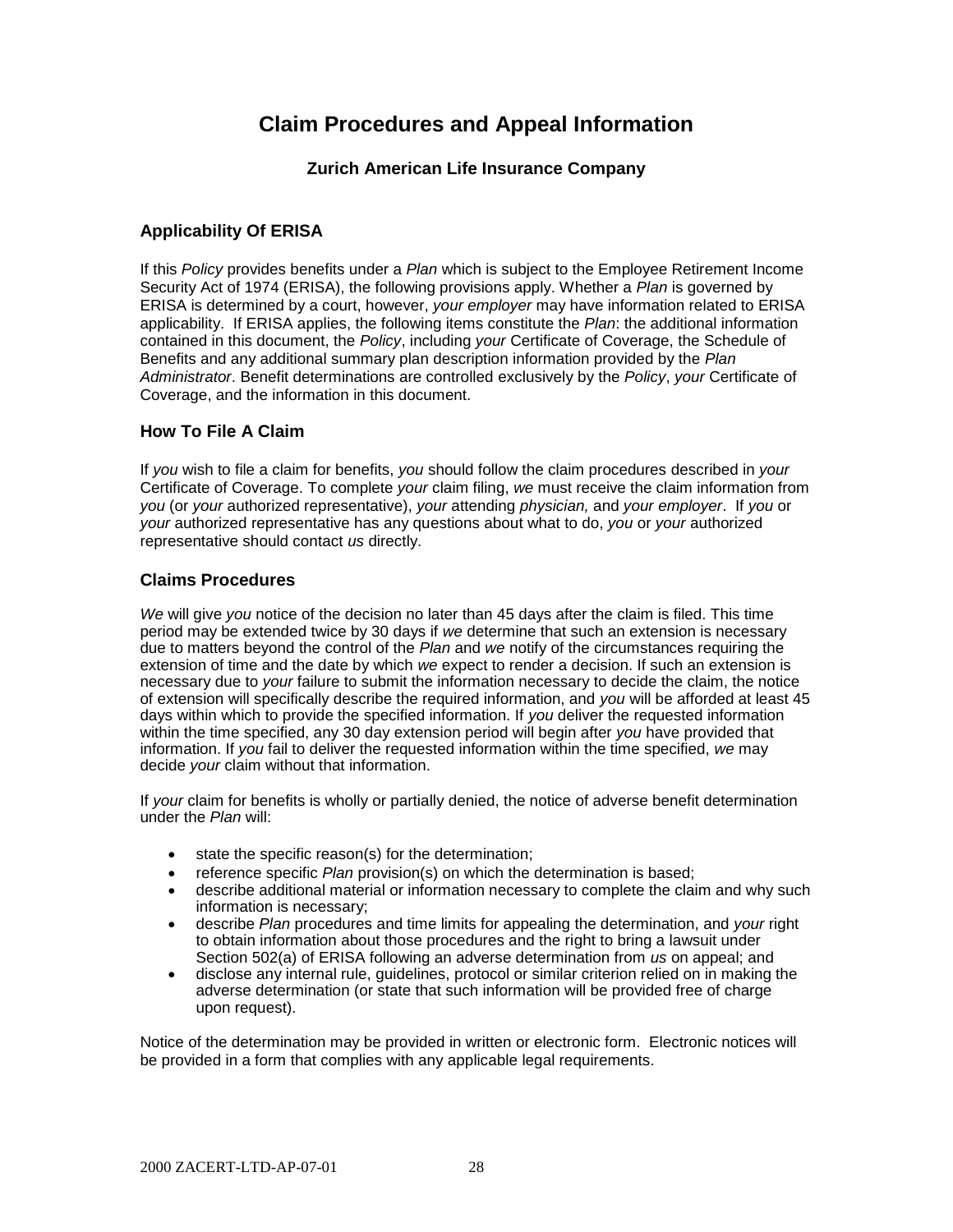# Claim Procedures and Appeal Information

### Zurich American Life Insurance Company

## Applicability Of ERISA

If this *Policy* provides benefits under a *Plan* which is subject to the Employee Retirement Income Security Act of 1974 (ERISA), the following provisions apply. Whether a *Plan* is governed by ERISA is determined by a court, however, *your employer* may have information related to ERISA applicability. If ERISA applies, the following items constitute the *Plan*: the additional information contained in this document, the *Policy*, including *your* Certificate of Coverage, the Schedule of Benefits and any additional summary plan description information provided by the *Plan Administrator*. Benefit determinations are controlled exclusively by the *Policy*, *your* Certificate of Coverage, and the information in this document.

## How To File A Claim

If *you* wish to file a claim for benefits, *you* should follow the claim procedures described in *your* Certificate of Coverage. To complete *your* claim filing, *we* must receive the claim information from *you* (or *your* authorized representative), *your* attending *physician,* and *your employer*. If *you* or *your* authorized representative has any questions about what to do, *you* or *your* authorized representative should contact *us* directly.

## Claims Procedures

*We* will give *you* notice of the decision no later than 45 days after the claim is filed. This time period may be extended twice by 30 days if *we* determine that such an extension is necessary due to matters beyond the control of the *Plan* and *we* notify of the circumstances requiring the extension of time and the date by which *we* expect to render a decision. If such an extension is necessary due to *your* failure to submit the information necessary to decide the claim, the notice of extension will specifically describe the required information, and *you* will be afforded at least 45 days within which to provide the specified information. If *you* deliver the requested information within the time specified, any 30 day extension period will begin after *you* have provided that information. If *you* fail to deliver the requested information within the time specified, *we* may decide *your* claim without that information.

If *your* claim for benefits is wholly or partially denied, the notice of adverse benefit determination under the *Plan* will:

- state the specific reason(s) for the determination;
- reference specific *Plan* provision(s) on which the determination is based;
- describe additional material or information necessary to complete the claim and why such information is necessary;
- describe *Plan* procedures and time limits for appealing the determination, and *your* right to obtain information about those procedures and the right to bring a lawsuit under Section 502(a) of ERISA following an adverse determination from *us* on appeal; and
- disclose any internal rule, guidelines, protocol or similar criterion relied on in making the adverse determination (or state that such information will be provided free of charge upon request).

Notice of the determination may be provided in written or electronic form. Electronic notices will be provided in a form that complies with any applicable legal requirements.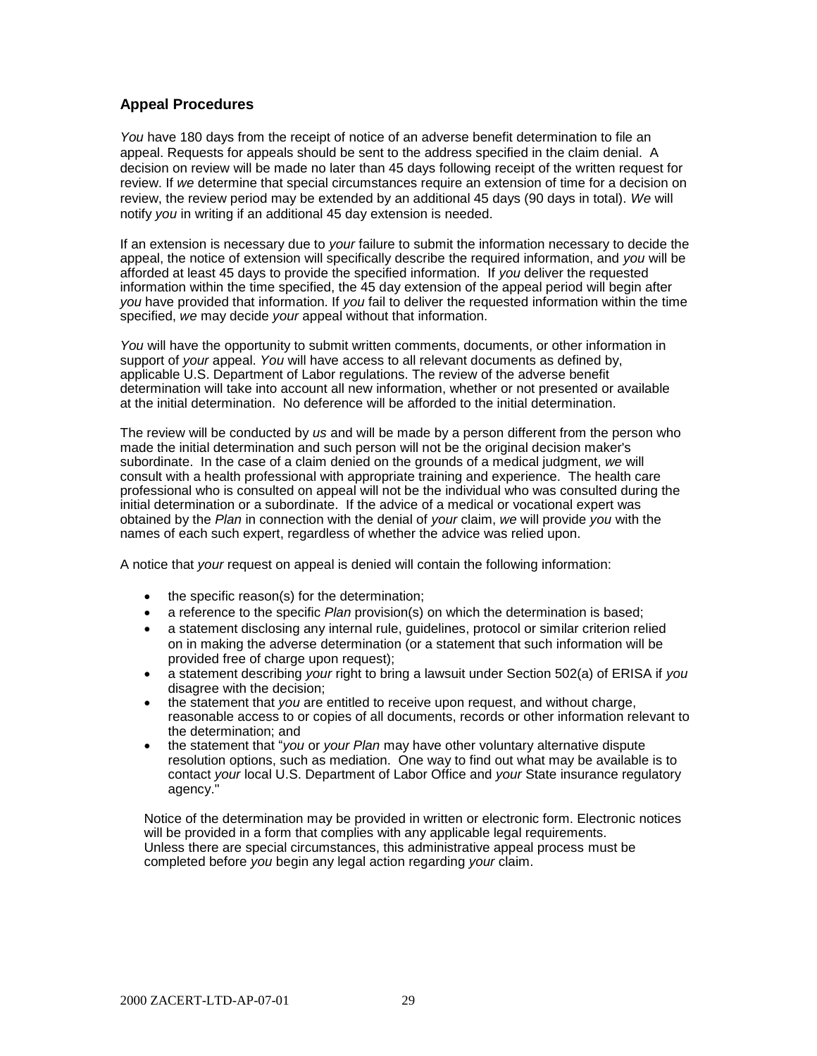### Appeal Procedures

*You* have 180 days from the receipt of notice of an adverse benefit determination to file an appeal. Requests for appeals should be sent to the address specified in the claim denial. A decision on review will be made no later than 45 days following receipt of the written request for review. If *we* determine that special circumstances require an extension of time for a decision on review, the review period may be extended by an additional 45 days (90 days in total). *We* will notify *you* in writing if an additional 45 day extension is needed.

If an extension is necessary due to *your* failure to submit the information necessary to decide the appeal, the notice of extension will specifically describe the required information, and *you* will be afforded at least 45 days to provide the specified information. If *you* deliver the requested information within the time specified, the 45 day extension of the appeal period will begin after *you* have provided that information. If *you* fail to deliver the requested information within the time specified, *we* may decide *your* appeal without that information.

*You* will have the opportunity to submit written comments, documents, or other information in support of *your* appeal. *You* will have access to all relevant documents as defined by, applicable U.S. Department of Labor regulations. The review of the adverse benefit determination will take into account all new information, whether or not presented or available at the initial determination. No deference will be afforded to the initial determination.

The review will be conducted by *us* and will be made by a person different from the person who made the initial determination and such person will not be the original decision maker's subordinate. In the case of a claim denied on the grounds of a medical judgment, *we* will consult with a health professional with appropriate training and experience. The health care professional who is consulted on appeal will not be the individual who was consulted during the initial determination or a subordinate. If the advice of a medical or vocational expert was obtained by the *Plan* in connection with the denial of *your* claim, *we* will provide *you* with the names of each such expert, regardless of whether the advice was relied upon.

A notice that *your* request on appeal is denied will contain the following information:

- the specific reason(s) for the determination;
- a reference to the specific *Plan* provision(s) on which the determination is based;
- a statement disclosing any internal rule, guidelines, protocol or similar criterion relied on in making the adverse determination (or a statement that such information will be provided free of charge upon request);
- a statement describing *your* right to bring a lawsuit under Section 502(a) of ERISA if *you* disagree with the decision;
- the statement that *you* are entitled to receive upon request, and without charge, reasonable access to or copies of all documents, records or other information relevant to the determination; and
- the statement that "*you* or *your Plan* may have other voluntary alternative dispute resolution options, such as mediation. One way to find out what may be available is to contact *your* local U.S. Department of Labor Office and *your* State insurance regulatory agency."

Notice of the determination may be provided in written or electronic form. Electronic notices will be provided in a form that complies with any applicable legal requirements.
Unless there are special circumstances, this administrative appeal process must be completed before *you* begin any legal action regarding *your* claim.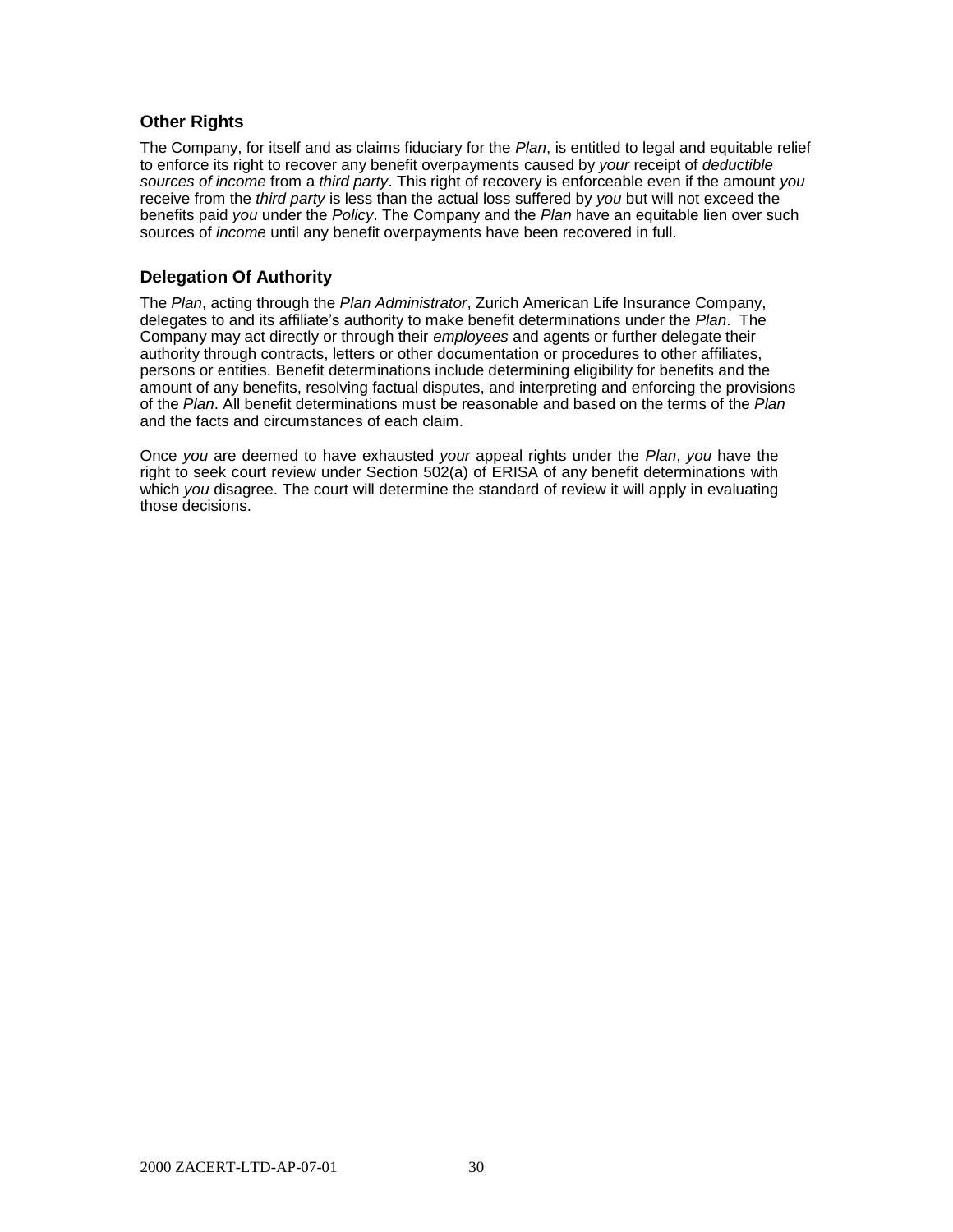## Other Rights

The Company, for itself and as claims fiduciary for the *Plan*, is entitled to legal and equitable relief to enforce its right to recover any benefit overpayments caused by *your* receipt of *deductible sources of income* from a *third party*. This right of recovery is enforceable even if the amount *you* receive from the *third party* is less than the actual loss suffered by *you* but will not exceed the benefits paid *you* under the *Policy*. The Company and the *Plan* have an equitable lien over such sources of *income* until any benefit overpayments have been recovered in full.

## Delegation Of Authority

The *Plan*, acting through the *Plan Administrator*, Zurich American Life Insurance Company, delegates to and its affiliate's authority to make benefit determinations under the *Plan*. The Company may act directly or through their *employees* and agents or further delegate their authority through contracts, letters or other documentation or procedures to other affiliates, persons or entities. Benefit determinations include determining eligibility for benefits and the amount of any benefits, resolving factual disputes, and interpreting and enforcing the provisions of the *Plan*. All benefit determinations must be reasonable and based on the terms of the *Plan* and the facts and circumstances of each claim.

Once *you* are deemed to have exhausted *your* appeal rights under the *Plan*, *you* have the right to seek court review under Section 502(a) of ERISA of any benefit determinations with which *you* disagree. The court will determine the standard of review it will apply in evaluating those decisions.

2000 ZACERT-LTD-AP-07-01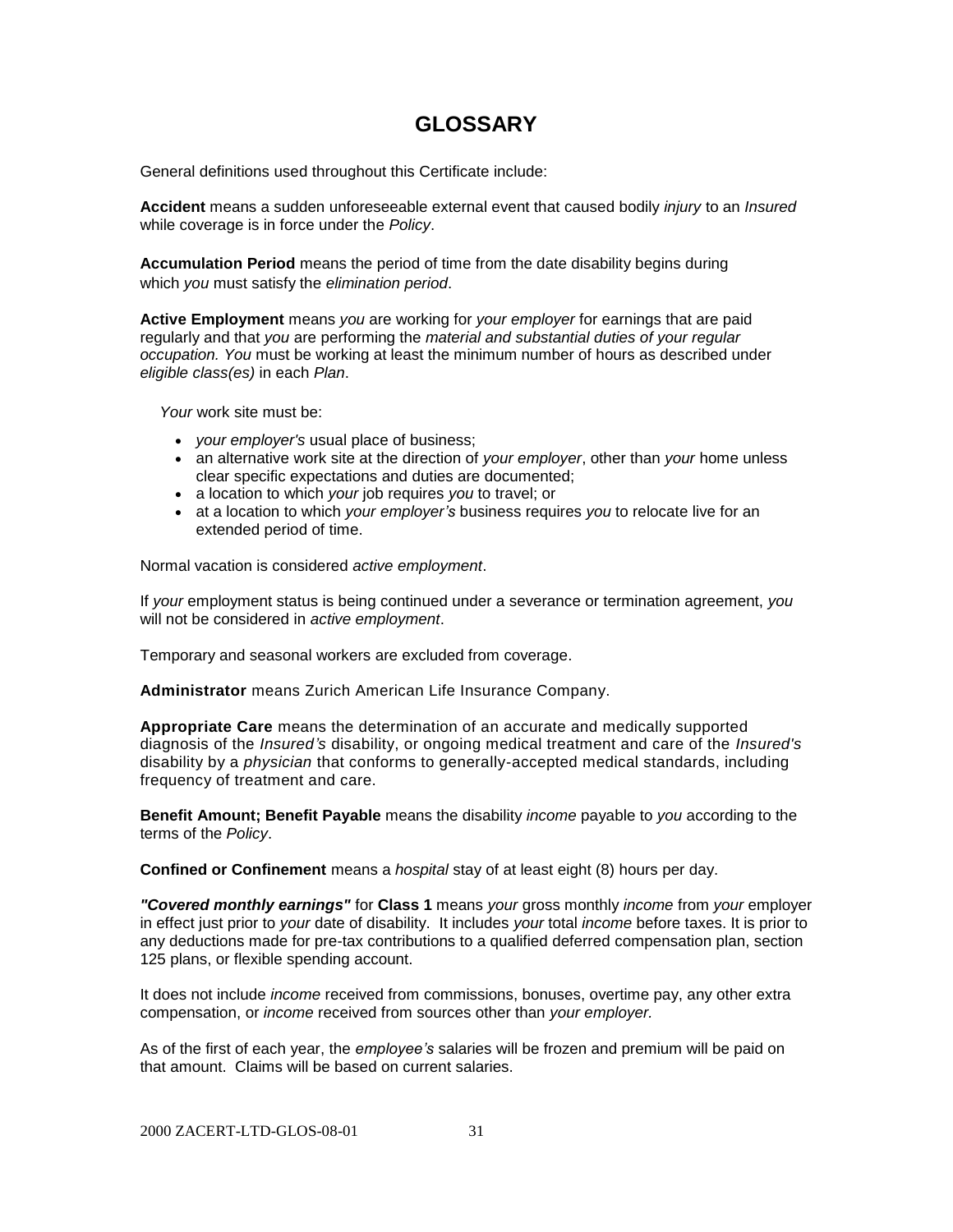# GLOSSARY

General definitions used throughout this Certificate include:

**Accident** means a sudden unforeseeable external event that caused bodily *injury* to an *Insured* while coverage is in force under the *Policy*.

**Accumulation Period** means the period of time from the date disability begins during which *you* must satisfy the *elimination period*.

**Active Employment** means *you* are working for *your employer* for earnings that are paid regularly and that *you* are performing the *material and substantial duties of your regular occupation. You* must be working at least the minimum number of hours as described under *eligible class(es)* in each *Plan*.

*Your* work site must be:

- *your employer's* usual place of business;
- an alternative work site at the direction of *your employer*, other than *your* home unless clear specific expectations and duties are documented;
- a location to which *your* job requires *you* to travel; or
- at a location to which *your employer's* business requires *you* to relocate live for an extended period of time.

Normal vacation is considered *active employment*.

If *your* employment status is being continued under a severance or termination agreement, *you* will not be considered in *active employment*.

Temporary and seasonal workers are excluded from coverage.

**Administrator** means Zurich American Life Insurance Company.

**Appropriate Care** means the determination of an accurate and medically supported diagnosis of the *Insured's* disability, or ongoing medical treatment and care of the *Insured's* disability by a *physician* that conforms to generally-accepted medical standards, including frequency of treatment and care.

**Benefit Amount; Benefit Payable** means the disability *income* payable to *you* according to the terms of the *Policy*.

**Confined or Confinement** means a *hospital* stay of at least eight (8) hours per day.

***"Covered monthly earnings"*** for **Class 1** means *your* gross monthly *income* from *your* employer in effect just prior to *your* date of disability. It includes *your* total *income* before taxes. It is prior to any deductions made for pre-tax contributions to a qualified deferred compensation plan, section 125 plans, or flexible spending account.

It does not include *income* received from commissions, bonuses, overtime pay, any other extra compensation, or *income* received from sources other than *your employer.*

As of the first of each year, the *employee's* salaries will be frozen and premium will be paid on that amount. Claims will be based on current salaries.

2000 ZACERT-LTD-GLOS-08-01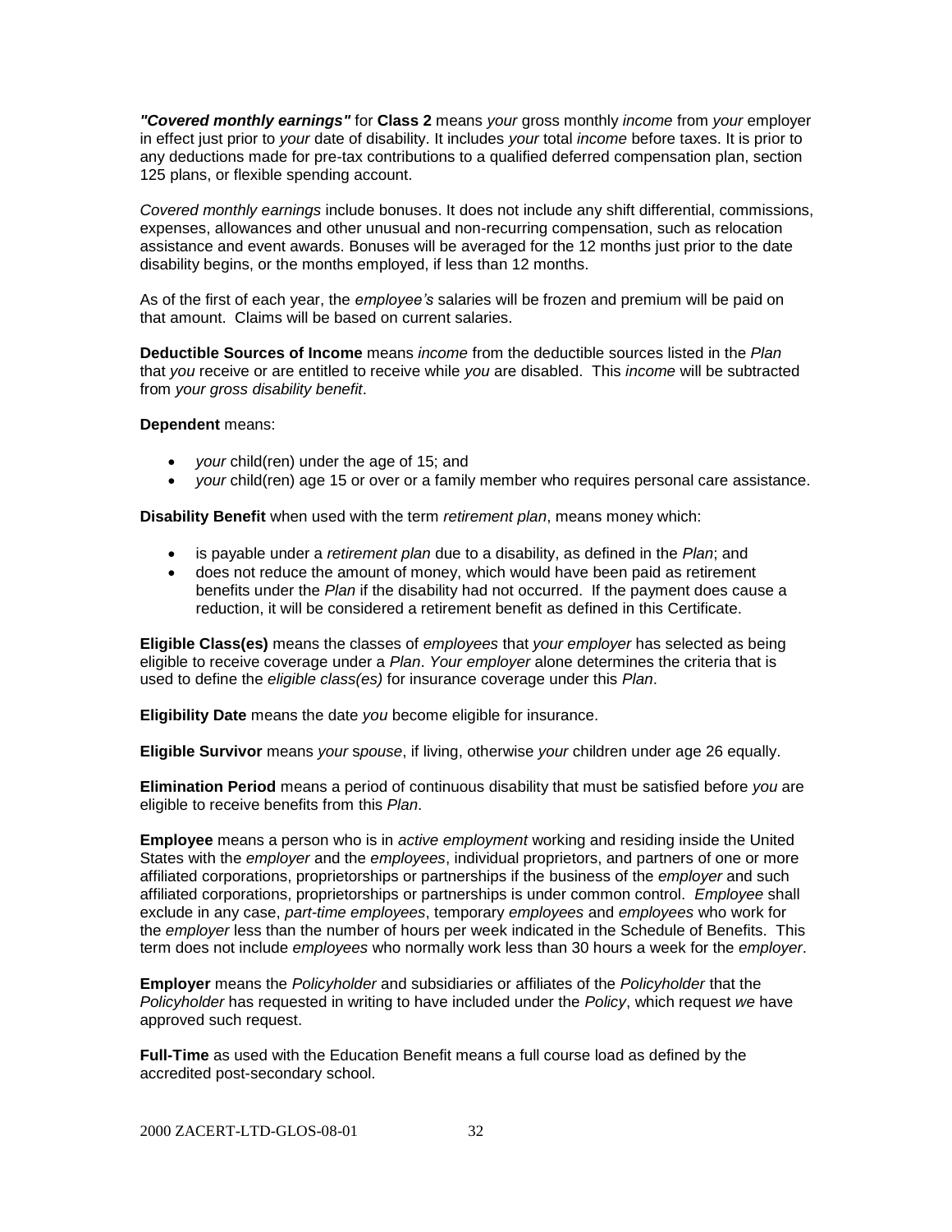***"Covered monthly earnings"*** for **Class 2** means *your* gross monthly *income* from *your* employer in effect just prior to *your* date of disability. It includes *your* total *income* before taxes. It is prior to any deductions made for pre-tax contributions to a qualified deferred compensation plan, section 125 plans, or flexible spending account.

*Covered monthly earnings* include bonuses. It does not include any shift differential, commissions, expenses, allowances and other unusual and non-recurring compensation, such as relocation assistance and event awards. Bonuses will be averaged for the 12 months just prior to the date disability begins, or the months employed, if less than 12 months.

As of the first of each year, the *employee's* salaries will be frozen and premium will be paid on that amount. Claims will be based on current salaries.

**Deductible Sources of Income** means *income* from the deductible sources listed in the *Plan* that *you* receive or are entitled to receive while *you* are disabled. This *income* will be subtracted from *your gross disability benefit*.

**Dependent** means:

- *your* child(ren) under the age of 15; and
- *your* child(ren) age 15 or over or a family member who requires personal care assistance.

**Disability Benefit** when used with the term *retirement plan*, means money which:

- is payable under a *retirement plan* due to a disability, as defined in the *Plan*; and
- does not reduce the amount of money, which would have been paid as retirement benefits under the *Plan* if the disability had not occurred. If the payment does cause a reduction, it will be considered a retirement benefit as defined in this Certificate.

**Eligible Class(es)** means the classes of *employees* that *your employer* has selected as being eligible to receive coverage under a *Plan*. *Your employer* alone determines the criteria that is used to define the *eligible class(es)* for insurance coverage under this *Plan*.

**Eligibility Date** means the date *you* become eligible for insurance.

**Eligible Survivor** means *your spouse*, if living, otherwise *your* children under age 26 equally.

**Elimination Period** means a period of continuous disability that must be satisfied before *you* are eligible to receive benefits from this *Plan*.

**Employee** means a person who is in *active employment* working and residing inside the United States with the *employer* and the *employees*, individual proprietors, and partners of one or more affiliated corporations, proprietorships or partnerships if the business of the *employer* and such affiliated corporations, proprietorships or partnerships is under common control. *Employee* shall exclude in any case, *part-time employees*, temporary *employees* and *employees* who work for the *employer* less than the number of hours per week indicated in the Schedule of Benefits. This term does not include *employees* who normally work less than 30 hours a week for the *employer*.

**Employer** means the *Policyholder* and subsidiaries or affiliates of the *Policyholder* that the *Policyholder* has requested in writing to have included under the *Policy*, which request *we* have approved such request.

**Full-Time** as used with the Education Benefit means a full course load as defined by the accredited post-secondary school.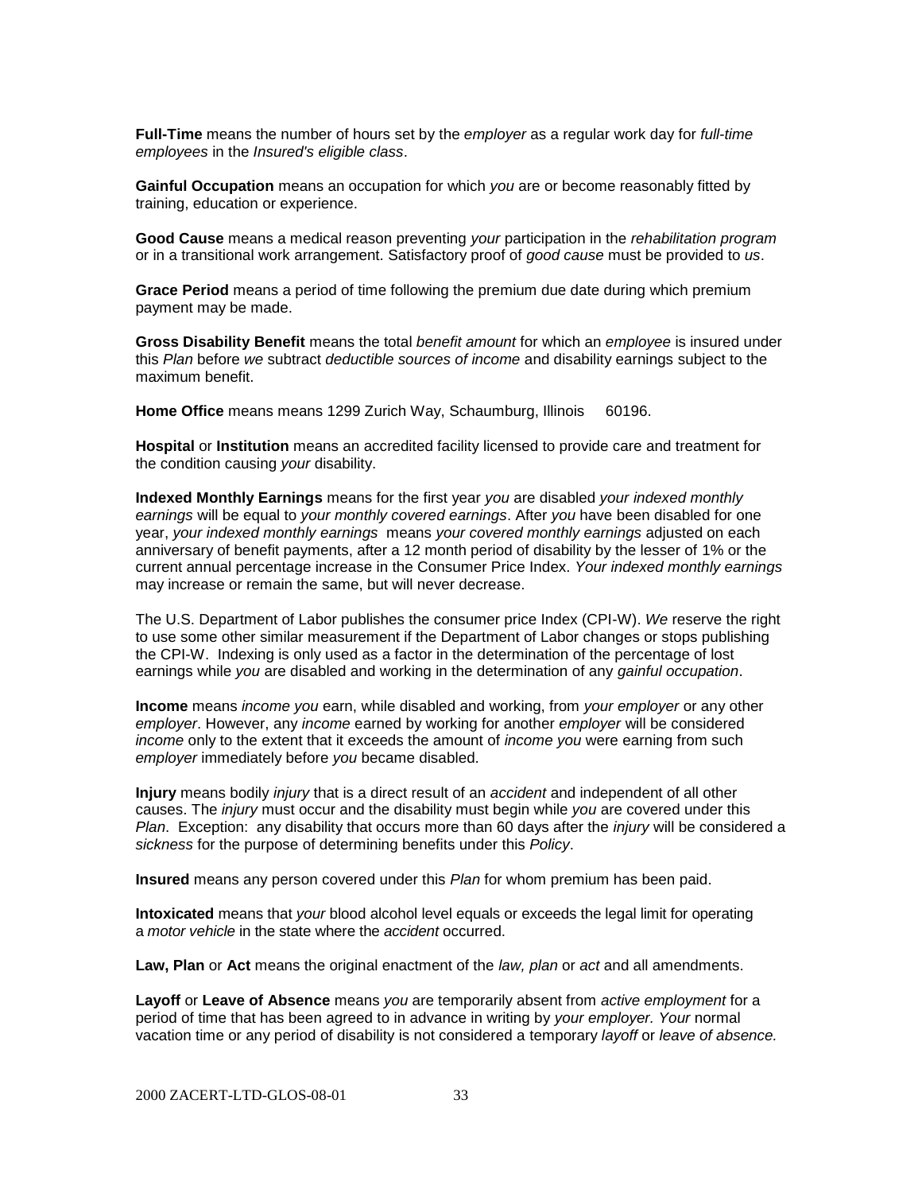**Full-Time** means the number of hours set by the *employer* as a regular work day for *full-time employees* in the *Insured's eligible class*.

**Gainful Occupation** means an occupation for which *you* are or become reasonably fitted by training, education or experience.

**Good Cause** means a medical reason preventing *your* participation in the *rehabilitation program* or in a transitional work arrangement. Satisfactory proof of *good cause* must be provided to *us*.

**Grace Period** means a period of time following the premium due date during which premium payment may be made.

**Gross Disability Benefit** means the total *benefit amount* for which an *employee* is insured under this *Plan* before *we* subtract *deductible sources of income* and disability earnings subject to the maximum benefit.

**Home Office** means means 1299 Zurich Way, Schaumburg, Illinois 60196.

**Hospital** or **Institution** means an accredited facility licensed to provide care and treatment for the condition causing *your* disability.

**Indexed Monthly Earnings** means for the first year *you* are disabled *your indexed monthly earnings* will be equal to *your monthly covered earnings*. After *you* have been disabled for one year, *your indexed monthly earnings* means *your covered monthly earnings* adjusted on each anniversary of benefit payments, after a 12 month period of disability by the lesser of 1% or the current annual percentage increase in the Consumer Price Index. *Your indexed monthly earnings* may increase or remain the same, but will never decrease.

The U.S. Department of Labor publishes the consumer price Index (CPI-W). *We* reserve the right to use some other similar measurement if the Department of Labor changes or stops publishing the CPI-W. Indexing is only used as a factor in the determination of the percentage of lost earnings while *you* are disabled and working in the determination of any *gainful occupation*.

**Income** means *income you* earn, while disabled and working, from *your employer* or any other *employer*. However, any *income* earned by working for another *employer* will be considered *income* only to the extent that it exceeds the amount of *income you* were earning from such *employer* immediately before *you* became disabled.

**Injury** means bodily *injury* that is a direct result of an *accident* and independent of all other causes. The *injury* must occur and the disability must begin while *you* are covered under this *Plan*. Exception: any disability that occurs more than 60 days after the *injury* will be considered a *sickness* for the purpose of determining benefits under this *Policy*.

**Insured** means any person covered under this *Plan* for whom premium has been paid.

**Intoxicated** means that *your* blood alcohol level equals or exceeds the legal limit for operating a *motor vehicle* in the state where the *accident* occurred.

**Law, Plan** or **Act** means the original enactment of the *law, plan* or *act* and all amendments.

**Layoff** or **Leave of Absence** means *you* are temporarily absent from *active employment* for a period of time that has been agreed to in advance in writing by *your employer. Your* normal vacation time or any period of disability is not considered a temporary *layoff* or *leave of absence.*

2000 ZACERT-LTD-GLOS-08-01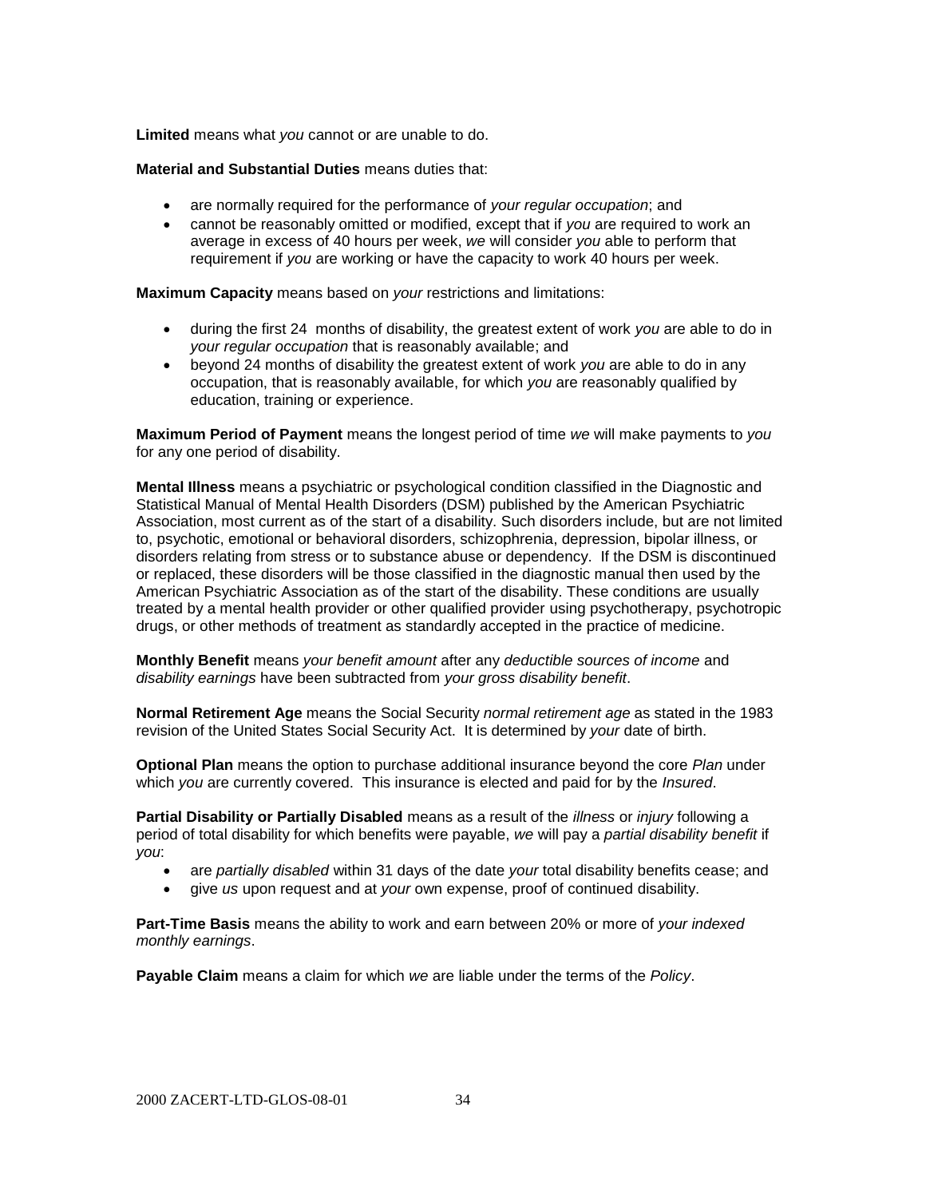**Limited** means what *you* cannot or are unable to do.

**Material and Substantial Duties** means duties that:

- are normally required for the performance of *your regular occupation*; and
- cannot be reasonably omitted or modified, except that if *you* are required to work an average in excess of 40 hours per week, *we* will consider *you* able to perform that requirement if *you* are working or have the capacity to work 40 hours per week.

**Maximum Capacity** means based on *your* restrictions and limitations:

- during the first 24 months of disability, the greatest extent of work *you* are able to do in *your regular occupation* that is reasonably available; and
- beyond 24 months of disability the greatest extent of work *you* are able to do in any occupation, that is reasonably available, for which *you* are reasonably qualified by education, training or experience.

**Maximum Period of Payment** means the longest period of time *we* will make payments to *you* for any one period of disability.

**Mental Illness** means a psychiatric or psychological condition classified in the Diagnostic and Statistical Manual of Mental Health Disorders (DSM) published by the American Psychiatric Association, most current as of the start of a disability. Such disorders include, but are not limited to, psychotic, emotional or behavioral disorders, schizophrenia, depression, bipolar illness, or disorders relating from stress or to substance abuse or dependency. If the DSM is discontinued or replaced, these disorders will be those classified in the diagnostic manual then used by the American Psychiatric Association as of the start of the disability. These conditions are usually treated by a mental health provider or other qualified provider using psychotherapy, psychotropic drugs, or other methods of treatment as standardly accepted in the practice of medicine.

**Monthly Benefit** means *your benefit amount* after any *deductible sources of income* and *disability earnings* have been subtracted from *your gross disability benefit*.

**Normal Retirement Age** means the Social Security *normal retirement age* as stated in the 1983 revision of the United States Social Security Act. It is determined by *your* date of birth.

**Optional Plan** means the option to purchase additional insurance beyond the core *Plan* under which *you* are currently covered. This insurance is elected and paid for by the *Insured*.

**Partial Disability or Partially Disabled** means as a result of the *illness* or *injury* following a period of total disability for which benefits were payable, *we* will pay a *partial disability benefit* if *you*:

- are *partially disabled* within 31 days of the date *your* total disability benefits cease; and
- give *us* upon request and at *your* own expense, proof of continued disability.

**Part-Time Basis** means the ability to work and earn between 20% or more of *your indexed monthly earnings*.

**Payable Claim** means a claim for which *we* are liable under the terms of the *Policy*.

2000 ZACERT-LTD-GLOS-08-01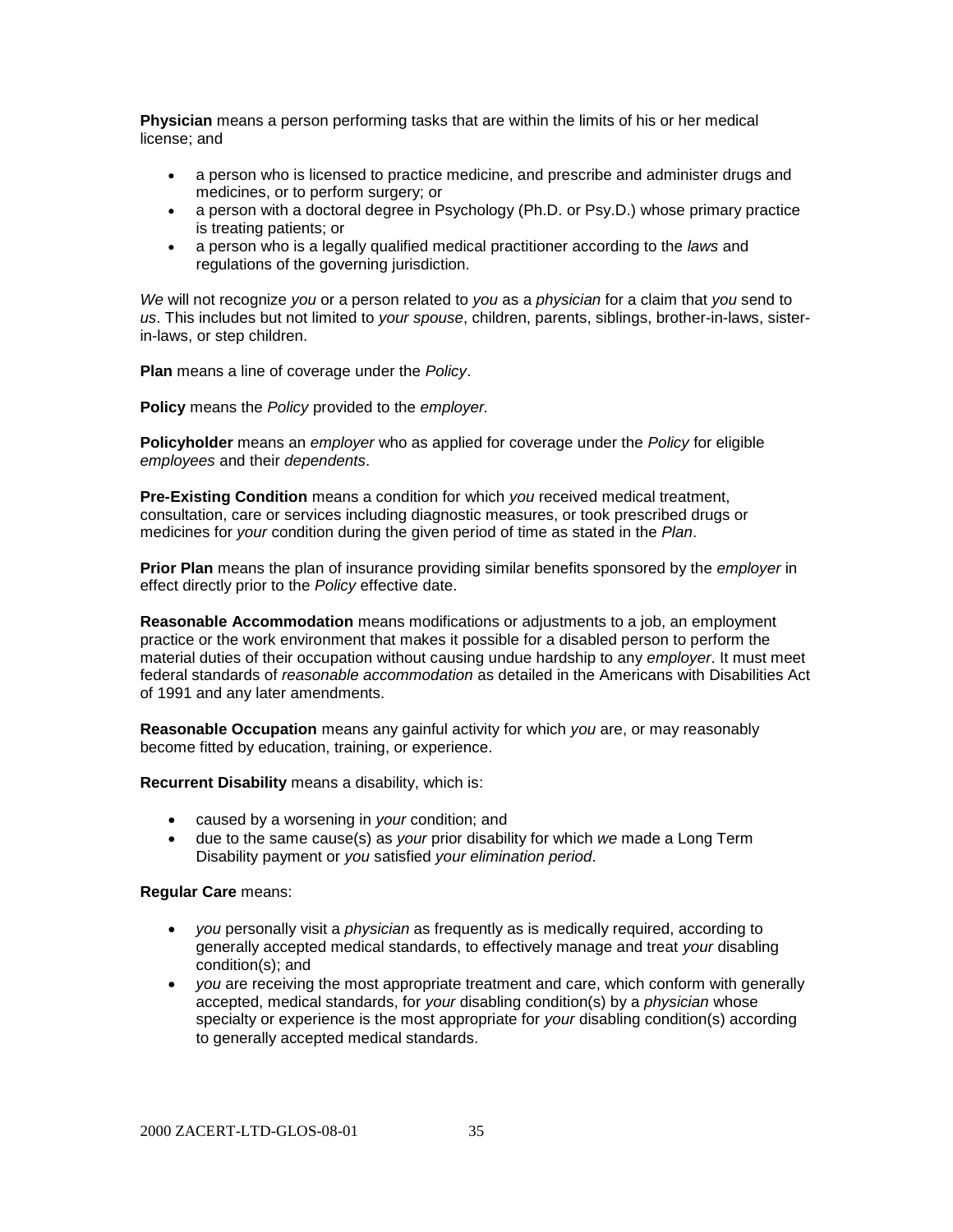**Physician** means a person performing tasks that are within the limits of his or her medical license; and

- a person who is licensed to practice medicine, and prescribe and administer drugs and medicines, or to perform surgery; or
- a person with a doctoral degree in Psychology (Ph.D. or Psy.D.) whose primary practice is treating patients; or
- a person who is a legally qualified medical practitioner according to the *laws* and regulations of the governing jurisdiction.

*We* will not recognize *you* or a person related to *you* as a *physician* for a claim that *you* send to *us*. This includes but not limited to *your spouse*, children, parents, siblings, brother-in-laws, sister-in-laws, or step children.

**Plan** means a line of coverage under the *Policy*.

**Policy** means the *Policy* provided to the *employer.*

**Policyholder** means an *employer* who as applied for coverage under the *Policy* for eligible *employees* and their *dependents*.

**Pre-Existing Condition** means a condition for which *you* received medical treatment, consultation, care or services including diagnostic measures, or took prescribed drugs or medicines for *your* condition during the given period of time as stated in the *Plan*.

**Prior Plan** means the plan of insurance providing similar benefits sponsored by the *employer* in effect directly prior to the *Policy* effective date.

**Reasonable Accommodation** means modifications or adjustments to a job, an employment practice or the work environment that makes it possible for a disabled person to perform the material duties of their occupation without causing undue hardship to any *employer*. It must meet federal standards of *reasonable accommodation* as detailed in the Americans with Disabilities Act of 1991 and any later amendments.

**Reasonable Occupation** means any gainful activity for which *you* are, or may reasonably become fitted by education, training, or experience.

**Recurrent Disability** means a disability, which is:

- caused by a worsening in *your* condition; and
- due to the same cause(s) as *your* prior disability for which *we* made a Long Term Disability payment or *you* satisfied *your elimination period*.

**Regular Care** means:

- *you* personally visit a *physician* as frequently as is medically required, according to generally accepted medical standards, to effectively manage and treat *your* disabling condition(s); and
- *you* are receiving the most appropriate treatment and care, which conform with generally accepted, medical standards, for *your* disabling condition(s) by a *physician* whose specialty or experience is the most appropriate for *your* disabling condition(s) according to generally accepted medical standards.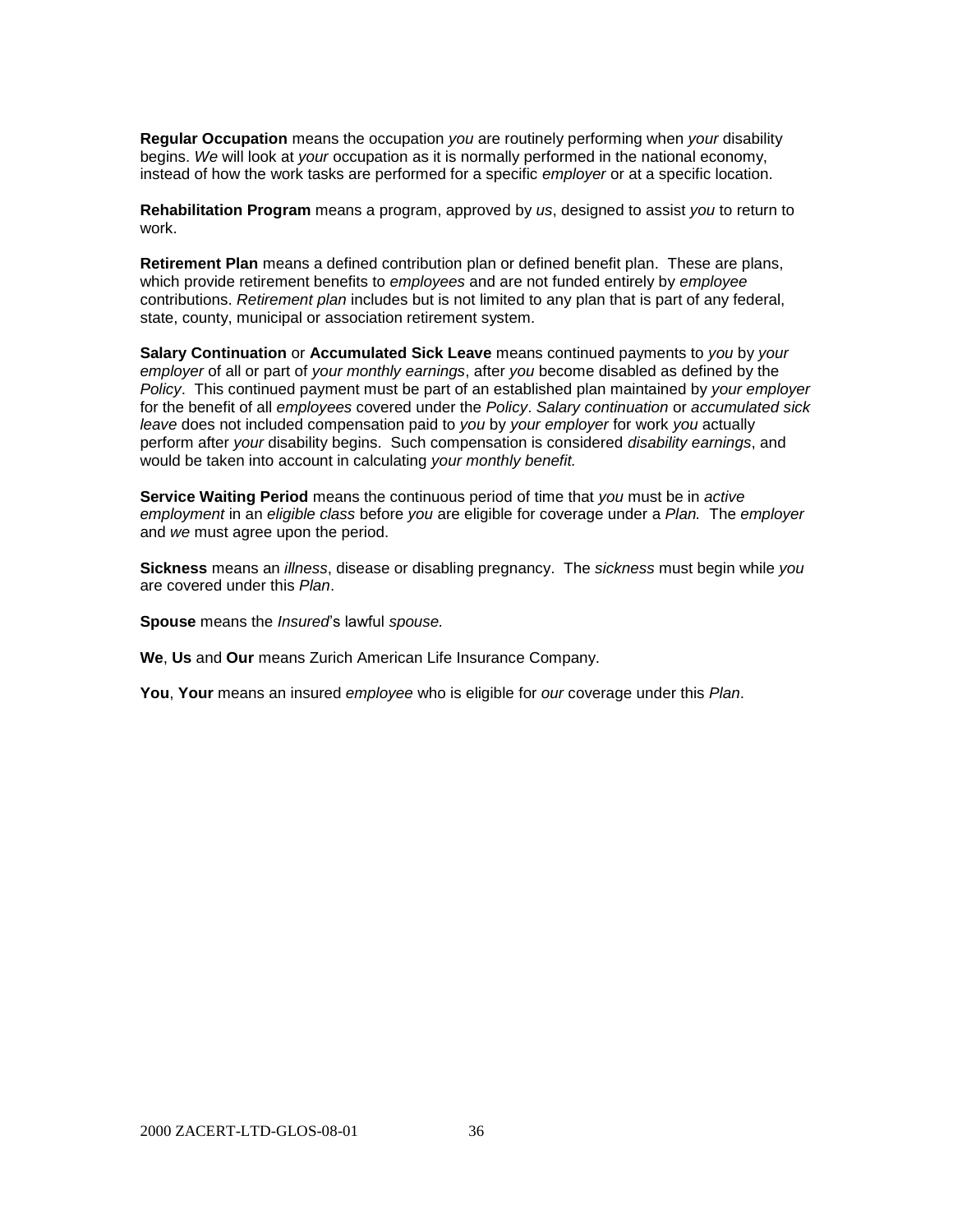**Regular Occupation** means the occupation *you* are routinely performing when *your* disability begins. *We* will look at *your* occupation as it is normally performed in the national economy, instead of how the work tasks are performed for a specific *employer* or at a specific location.

**Rehabilitation Program** means a program, approved by *us*, designed to assist *you* to return to work.

**Retirement Plan** means a defined contribution plan or defined benefit plan. These are plans, which provide retirement benefits to *employees* and are not funded entirely by *employee* contributions. *Retirement plan* includes but is not limited to any plan that is part of any federal, state, county, municipal or association retirement system.

**Salary Continuation** or **Accumulated Sick Leave** means continued payments to *you* by *your employer* of all or part of *your monthly earnings*, after *you* become disabled as defined by the *Policy*. This continued payment must be part of an established plan maintained by *your employer* for the benefit of all *employees* covered under the *Policy*. *Salary continuation* or *accumulated sick leave* does not included compensation paid to *you* by *your employer* for work *you* actually perform after *your* disability begins. Such compensation is considered *disability earnings*, and would be taken into account in calculating *your monthly benefit.*

**Service Waiting Period** means the continuous period of time that *you* must be in *active employment* in an *eligible class* before *you* are eligible for coverage under a *Plan.* The *employer* and *we* must agree upon the period.

**Sickness** means an *illness*, disease or disabling pregnancy. The *sickness* must begin while *you* are covered under this *Plan*.

**Spouse** means the *Insured*'s lawful *spouse.*

**We**, **Us** and **Our** means Zurich American Life Insurance Company.

**You**, **Your** means an insured *employee* who is eligible for *our* coverage under this *Plan*.

2000 ZACERT-LTD-GLOS-08-01